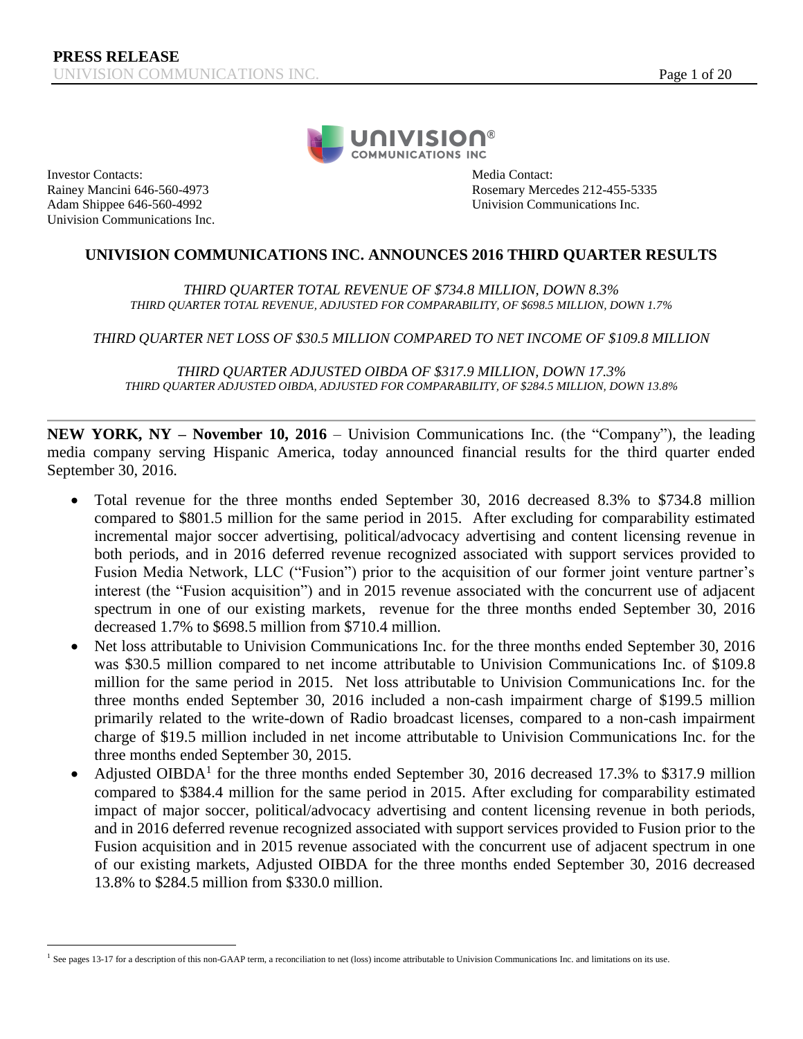Investor Contacts:
Rainey Mancini 646-560-4973
Adam Shippee 646-560-4992
Univision Communications Inc.

Media Contact:
Rosemary Mercedes 212-455-5335
Univision Communications Inc.

## UNIVISION COMMUNICATIONS INC. ANNOUNCES 2016 THIRD QUARTER RESULTS

*THIRD QUARTER TOTAL REVENUE OF $734.8 MILLION, DOWN 8.3%*
*THIRD QUARTER TOTAL REVENUE, ADJUSTED FOR COMPARABILITY, OF $698.5 MILLION, DOWN 1.7%*

*THIRD QUARTER NET LOSS OF $30.5 MILLION COMPARED TO NET INCOME OF $109.8 MILLION*

*THIRD QUARTER ADJUSTED OIBDA OF $317.9 MILLION, DOWN 17.3%*
*THIRD QUARTER ADJUSTED OIBDA, ADJUSTED FOR COMPARABILITY, OF $284.5 MILLION, DOWN 13.8%*

---

**NEW YORK, NY – November 10, 2016** – Univision Communications Inc. (the "Company"), the leading media company serving Hispanic America, today announced financial results for the third quarter ended September 30, 2016.

- Total revenue for the three months ended September 30, 2016 decreased 8.3% to $734.8 million compared to $801.5 million for the same period in 2015. After excluding for comparability estimated incremental major soccer advertising, political/advocacy advertising and content licensing revenue in both periods, and in 2016 deferred revenue recognized associated with support services provided to Fusion Media Network, LLC ("Fusion") prior to the acquisition of our former joint venture partner's interest (the "Fusion acquisition") and in 2015 revenue associated with the concurrent use of adjacent spectrum in one of our existing markets, revenue for the three months ended September 30, 2016 decreased 1.7% to $698.5 million from $710.4 million.
- Net loss attributable to Univision Communications Inc. for the three months ended September 30, 2016 was $30.5 million compared to net income attributable to Univision Communications Inc. of $109.8 million for the same period in 2015. Net loss attributable to Univision Communications Inc. for the three months ended September 30, 2016 included a non-cash impairment charge of $199.5 million primarily related to the write-down of Radio broadcast licenses, compared to a non-cash impairment charge of $19.5 million included in net income attributable to Univision Communications Inc. for the three months ended September 30, 2015.
- Adjusted OIBDA[1] for the three months ended September 30, 2016 decreased 17.3% to $317.9 million compared to $384.4 million for the same period in 2015. After excluding for comparability estimated impact of major soccer, political/advocacy advertising and content licensing revenue in both periods, and in 2016 deferred revenue recognized associated with support services provided to Fusion prior to the Fusion acquisition and in 2015 revenue associated with the concurrent use of adjacent spectrum in one of our existing markets, Adjusted OIBDA for the three months ended September 30, 2016 decreased 13.8% to $284.5 million from $330.0 million.

[1] See pages 13-17 for a description of this non-GAAP term, a reconciliation to net (loss) income attributable to Univision Communications Inc. and limitations on its use.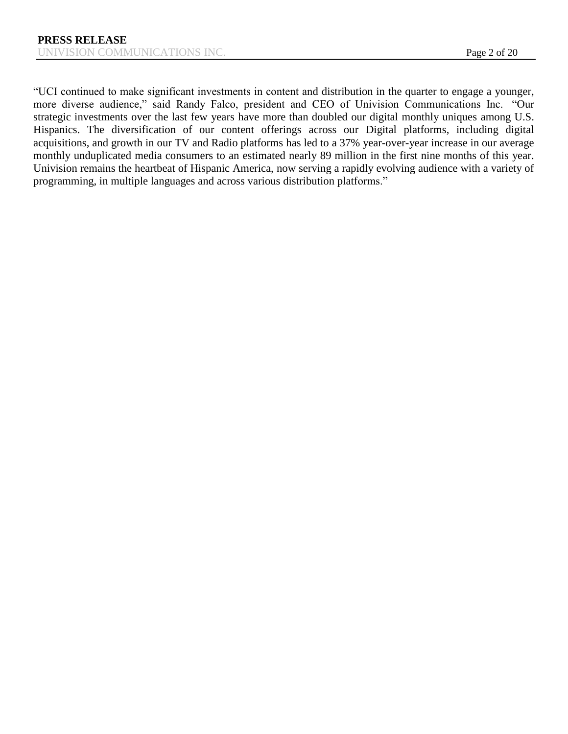"UCI continued to make significant investments in content and distribution in the quarter to engage a younger, more diverse audience," said Randy Falco, president and CEO of Univision Communications Inc. "Our strategic investments over the last few years have more than doubled our digital monthly uniques among U.S. Hispanics. The diversification of our content offerings across our Digital platforms, including digital acquisitions, and growth in our TV and Radio platforms has led to a 37% year-over-year increase in our average monthly unduplicated media consumers to an estimated nearly 89 million in the first nine months of this year. Univision remains the heartbeat of Hispanic America, now serving a rapidly evolving audience with a variety of programming, in multiple languages and across various distribution platforms."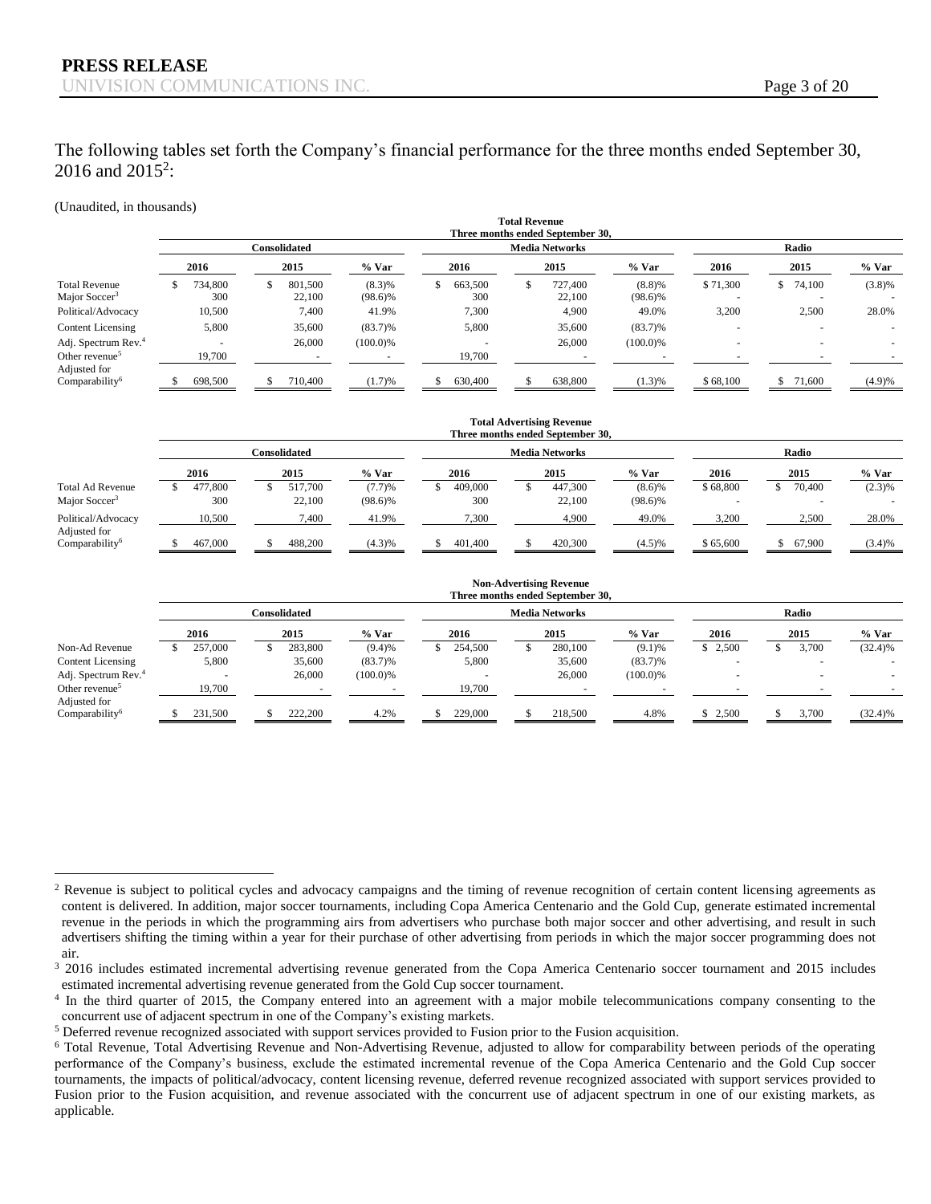The following tables set forth the Company's financial performance for the three months ended September 30, 2016 and 2015[2]:

(Unaudited, in thousands)

**Total Revenue**
**Three months ended September 30,**

| | Consolidated | | | Media Networks | | | Radio | | |
|---|---|---|---|---|---|---|---|---|---|
| | 2016 | 2015 | % Var | 2016 | 2015 | % Var | 2016 | 2015 | % Var |
| Total Revenue | $ 734,800 | $ 801,500 | (8.3)% | $ 663,500 | $ 727,400 | (8.8)% | $ 71,300 | $ 74,100 | (3.8)% |
| Major Soccer[3] | 300 | 22,100 | (98.6)% | 300 | 22,100 | (98.6)% | - | - | - |
| Political/Advocacy | 10,500 | 7,400 | 41.9% | 7,300 | 4,900 | 49.0% | 3,200 | 2,500 | 28.0% |
| Content Licensing | 5,800 | 35,600 | (83.7)% | 5,800 | 35,600 | (83.7)% | - | - | - |
| Adj. Spectrum Rev.[4] | - | 26,000 | (100.0)% | - | 26,000 | (100.0)% | - | - | - |
| Other revenue[5] | 19,700 | - | - | 19,700 | - | - | - | - | - |
| Adjusted for Comparability[6] | $ 698,500 | $ 710,400 | (1.7)% | $ 630,400 | $ 638,800 | (1.3)% | $ 68,100 | $ 71,600 | (4.9)% |

**Total Advertising Revenue**
**Three months ended September 30,**

| | Consolidated | | | Media Networks | | | Radio | | |
|---|---|---|---|---|---|---|---|---|---|
| | 2016 | 2015 | % Var | 2016 | 2015 | % Var | 2016 | 2015 | % Var |
| Total Ad Revenue | $ 477,800 | $ 517,700 | (7.7)% | $ 409,000 | $ 447,300 | (8.6)% | $ 68,800 | $ 70,400 | (2.3)% |
| Major Soccer[3] | 300 | 22,100 | (98.6)% | 300 | 22,100 | (98.6)% | - | - | - |
| Political/Advocacy | 10,500 | 7,400 | 41.9% | 7,300 | 4,900 | 49.0% | 3,200 | 2,500 | 28.0% |
| Adjusted for Comparability[6] | $ 467,000 | $ 488,200 | (4.3)% | $ 401,400 | $ 420,300 | (4.5)% | $ 65,600 | $ 67,900 | (3.4)% |

**Non-Advertising Revenue**
**Three months ended September 30,**

| | Consolidated | | | Media Networks | | | Radio | | |
|---|---|---|---|---|---|---|---|---|---|
| | 2016 | 2015 | % Var | 2016 | 2015 | % Var | 2016 | 2015 | % Var |
| Non-Ad Revenue | $ 257,000 | $ 283,800 | (9.4)% | $ 254,500 | $ 280,100 | (9.1)% | $ 2,500 | $ 3,700 | (32.4)% |
| Content Licensing | 5,800 | 35,600 | (83.7)% | 5,800 | 35,600 | (83.7)% | - | - | - |
| Adj. Spectrum Rev.[4] | - | 26,000 | (100.0)% | - | 26,000 | (100.0)% | - | - | - |
| Other revenue[5] | 19,700 | - | - | 19,700 | - | - | - | - | - |
| Adjusted for Comparability[6] | $ 231,500 | $ 222,200 | 4.2% | $ 229,000 | $ 218,500 | 4.8% | $ 2,500 | $ 3,700 | (32.4)% |

---

[2] Revenue is subject to political cycles and advocacy campaigns and the timing of revenue recognition of certain content licensing agreements as content is delivered. In addition, major soccer tournaments, including Copa America Centenario and the Gold Cup, generate estimated incremental revenue in the periods in which the programming airs from advertisers who purchase both major soccer and other advertising, and result in such advertisers shifting the timing within a year for their purchase of other advertising from periods in which the major soccer programming does not air.

[3] 2016 includes estimated incremental advertising revenue generated from the Copa America Centenario soccer tournament and 2015 includes estimated incremental advertising revenue generated from the Gold Cup soccer tournament.

[4] In the third quarter of 2015, the Company entered into an agreement with a major mobile telecommunications company consenting to the concurrent use of adjacent spectrum in one of the Company's existing markets.

[5] Deferred revenue recognized associated with support services provided to Fusion prior to the Fusion acquisition.

[6] Total Revenue, Total Advertising Revenue and Non-Advertising Revenue, adjusted to allow for comparability between periods of the operating performance of the Company's business, exclude the estimated incremental revenue of the Copa America Centenario and the Gold Cup soccer tournaments, the impacts of political/advocacy, content licensing revenue, deferred revenue recognized associated with support services provided to Fusion prior to the Fusion acquisition, and revenue associated with the concurrent use of adjacent spectrum in one of our existing markets, as applicable.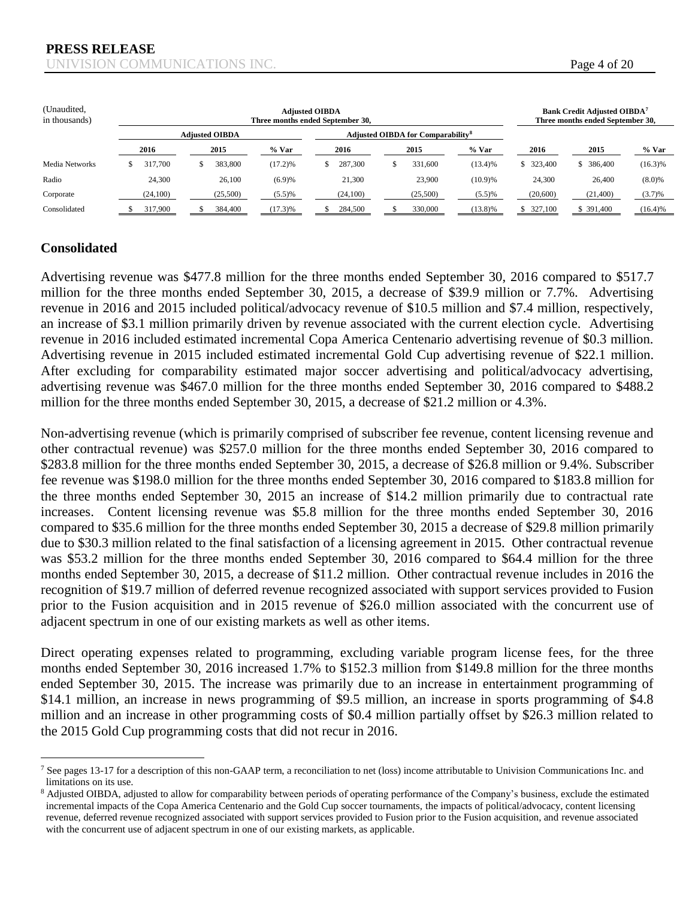| (Unaudited, in thousands) | Adjusted OIBDA Three months ended September 30, | | | | | | Bank Credit Adjusted OIBDA[7] Three months ended September 30, | | |
|---|---|---|---|---|---|---|---|---|---|
| | Adjusted OIBDA | | | Adjusted OIBDA for Comparability[8] | | | | | |
| | 2016 | 2015 | % Var | 2016 | 2015 | % Var | 2016 | 2015 | % Var |
| Media Networks | $ 317,700 | $ 383,800 | (17.2)% | $ 287,300 | $ 331,600 | (13.4)% | $ 323,400 | $ 386,400 | (16.3)% |
| Radio | 24,300 | 26,100 | (6.9)% | 21,300 | 23,900 | (10.9)% | 24,300 | 26,400 | (8.0)% |
| Corporate | (24,100) | (25,500) | (5.5)% | (24,100) | (25,500) | (5.5)% | (20,600) | (21,400) | (3.7)% |
| Consolidated | $ 317,900 | $ 384,400 | (17.3)% | $ 284,500 | $ 330,000 | (13.8)% | $ 327,100 | $ 391,400 | (16.4)% |

## Consolidated

Advertising revenue was $477.8 million for the three months ended September 30, 2016 compared to $517.7 million for the three months ended September 30, 2015, a decrease of $39.9 million or 7.7%. Advertising revenue in 2016 and 2015 included political/advocacy revenue of $10.5 million and $7.4 million, respectively, an increase of $3.1 million primarily driven by revenue associated with the current election cycle. Advertising revenue in 2016 included estimated incremental Copa America Centenario advertising revenue of $0.3 million. Advertising revenue in 2015 included estimated incremental Gold Cup advertising revenue of $22.1 million. After excluding for comparability estimated major soccer advertising and political/advocacy advertising, advertising revenue was $467.0 million for the three months ended September 30, 2016 compared to $488.2 million for the three months ended September 30, 2015, a decrease of $21.2 million or 4.3%.

Non-advertising revenue (which is primarily comprised of subscriber fee revenue, content licensing revenue and other contractual revenue) was $257.0 million for the three months ended September 30, 2016 compared to $283.8 million for the three months ended September 30, 2015, a decrease of $26.8 million or 9.4%. Subscriber fee revenue was $198.0 million for the three months ended September 30, 2016 compared to $183.8 million for the three months ended September 30, 2015 an increase of $14.2 million primarily due to contractual rate increases. Content licensing revenue was $5.8 million for the three months ended September 30, 2016 compared to $35.6 million for the three months ended September 30, 2015 a decrease of $29.8 million primarily due to $30.3 million related to the final satisfaction of a licensing agreement in 2015. Other contractual revenue was $53.2 million for the three months ended September 30, 2016 compared to $64.4 million for the three months ended September 30, 2015, a decrease of $11.2 million. Other contractual revenue includes in 2016 the recognition of $19.7 million of deferred revenue recognized associated with support services provided to Fusion prior to the Fusion acquisition and in 2015 revenue of $26.0 million associated with the concurrent use of adjacent spectrum in one of our existing markets as well as other items.

Direct operating expenses related to programming, excluding variable program license fees, for the three months ended September 30, 2016 increased 1.7% to $152.3 million from $149.8 million for the three months ended September 30, 2015. The increase was primarily due to an increase in entertainment programming of $14.1 million, an increase in news programming of $9.5 million, an increase in sports programming of $4.8 million and an increase in other programming costs of $0.4 million partially offset by $26.3 million related to the 2015 Gold Cup programming costs that did not recur in 2016.

[7] See pages 13-17 for a description of this non-GAAP term, a reconciliation to net (loss) income attributable to Univision Communications Inc. and limitations on its use.

[8] Adjusted OIBDA, adjusted to allow for comparability between periods of operating performance of the Company's business, exclude the estimated incremental impacts of the Copa America Centenario and the Gold Cup soccer tournaments, the impacts of political/advocacy, content licensing revenue, deferred revenue recognized associated with support services provided to Fusion prior to the Fusion acquisition, and revenue associated with the concurrent use of adjacent spectrum in one of our existing markets, as applicable.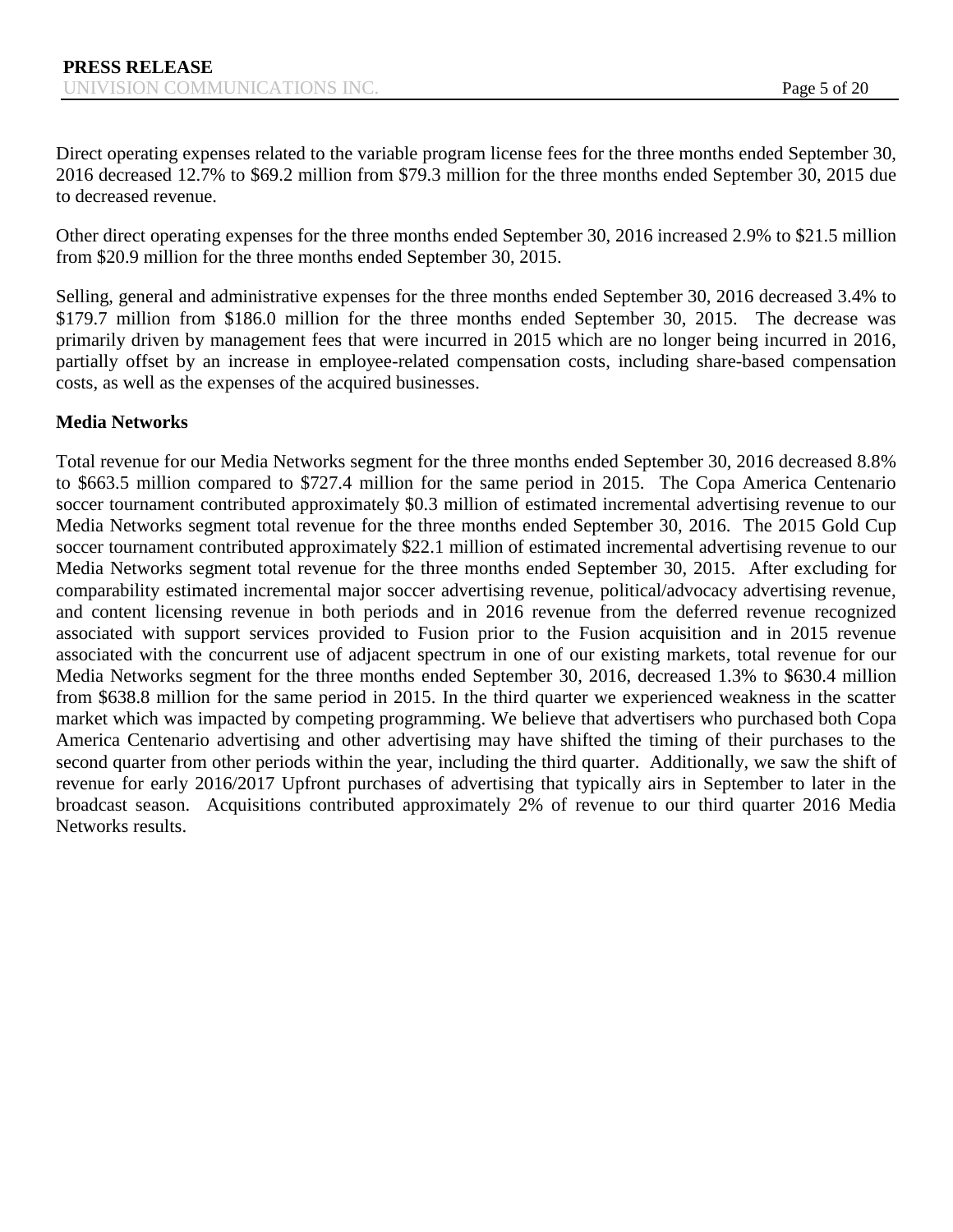Direct operating expenses related to the variable program license fees for the three months ended September 30, 2016 decreased 12.7% to $69.2 million from $79.3 million for the three months ended September 30, 2015 due to decreased revenue.

Other direct operating expenses for the three months ended September 30, 2016 increased 2.9% to $21.5 million from $20.9 million for the three months ended September 30, 2015.

Selling, general and administrative expenses for the three months ended September 30, 2016 decreased 3.4% to $179.7 million from $186.0 million for the three months ended September 30, 2015. The decrease was primarily driven by management fees that were incurred in 2015 which are no longer being incurred in 2016, partially offset by an increase in employee-related compensation costs, including share-based compensation costs, as well as the expenses of the acquired businesses.

**Media Networks**

Total revenue for our Media Networks segment for the three months ended September 30, 2016 decreased 8.8% to $663.5 million compared to $727.4 million for the same period in 2015. The Copa America Centenario soccer tournament contributed approximately $0.3 million of estimated incremental advertising revenue to our Media Networks segment total revenue for the three months ended September 30, 2016. The 2015 Gold Cup soccer tournament contributed approximately $22.1 million of estimated incremental advertising revenue to our Media Networks segment total revenue for the three months ended September 30, 2015. After excluding for comparability estimated incremental major soccer advertising revenue, political/advocacy advertising revenue, and content licensing revenue in both periods and in 2016 revenue from the deferred revenue recognized associated with support services provided to Fusion prior to the Fusion acquisition and in 2015 revenue associated with the concurrent use of adjacent spectrum in one of our existing markets, total revenue for our Media Networks segment for the three months ended September 30, 2016, decreased 1.3% to $630.4 million from $638.8 million for the same period in 2015. In the third quarter we experienced weakness in the scatter market which was impacted by competing programming. We believe that advertisers who purchased both Copa America Centenario advertising and other advertising may have shifted the timing of their purchases to the second quarter from other periods within the year, including the third quarter. Additionally, we saw the shift of revenue for early 2016/2017 Upfront purchases of advertising that typically airs in September to later in the broadcast season. Acquisitions contributed approximately 2% of revenue to our third quarter 2016 Media Networks results.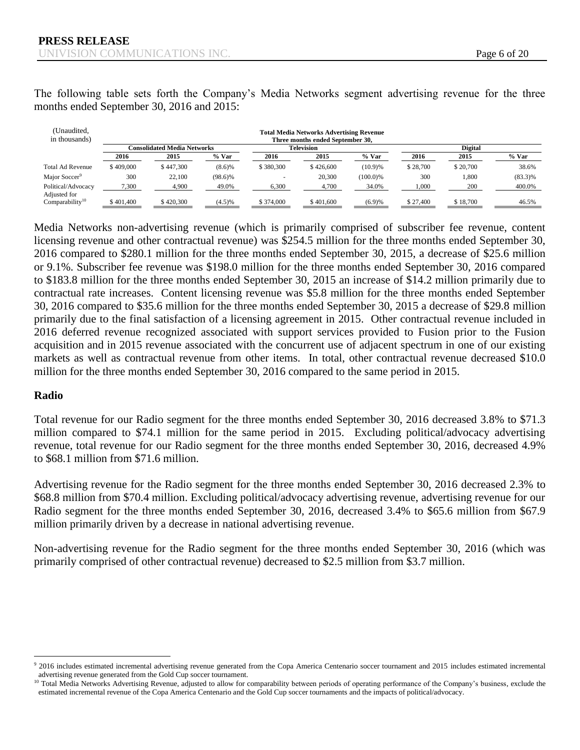The following table sets forth the Company's Media Networks segment advertising revenue for the three months ended September 30, 2016 and 2015:

| (Unaudited, in thousands) | Total Media Networks Advertising Revenue Three months ended September 30, | | | | | | | | |
|---|---|---|---|---|---|---|---|---|---|
| | Consolidated Media Networks | | | Television | | | Digital | | |
| | 2016 | 2015 | % Var | 2016 | 2015 | % Var | 2016 | 2015 | % Var |
| Total Ad Revenue | $ 409,000 | $ 447,300 | (8.6)% | $ 380,300 | $ 426,600 | (10.9)% | $ 28,700 | $ 20,700 | 38.6% |
| Major Soccer[9] | 300 | 22,100 | (98.6)% | - | 20,300 | (100.0)% | 300 | 1,800 | (83.3)% |
| Political/Advocacy | 7,300 | 4,900 | 49.0% | 6,300 | 4,700 | 34.0% | 1,000 | 200 | 400.0% |
| Adjusted for Comparability[10] | $ 401,400 | $ 420,300 | (4.5)% | $ 374,000 | $ 401,600 | (6.9)% | $ 27,400 | $ 18,700 | 46.5% |

Media Networks non-advertising revenue (which is primarily comprised of subscriber fee revenue, content licensing revenue and other contractual revenue) was $254.5 million for the three months ended September 30, 2016 compared to $280.1 million for the three months ended September 30, 2015, a decrease of $25.6 million or 9.1%. Subscriber fee revenue was $198.0 million for the three months ended September 30, 2016 compared to $183.8 million for the three months ended September 30, 2015 an increase of $14.2 million primarily due to contractual rate increases. Content licensing revenue was $5.8 million for the three months ended September 30, 2016 compared to $35.6 million for the three months ended September 30, 2015 a decrease of $29.8 million primarily due to the final satisfaction of a licensing agreement in 2015. Other contractual revenue included in 2016 deferred revenue recognized associated with support services provided to Fusion prior to the Fusion acquisition and in 2015 revenue associated with the concurrent use of adjacent spectrum in one of our existing markets as well as contractual revenue from other items. In total, other contractual revenue decreased $10.0 million for the three months ended September 30, 2016 compared to the same period in 2015.

## Radio

Total revenue for our Radio segment for the three months ended September 30, 2016 decreased 3.8% to $71.3 million compared to $74.1 million for the same period in 2015. Excluding political/advocacy advertising revenue, total revenue for our Radio segment for the three months ended September 30, 2016, decreased 4.9% to $68.1 million from $71.6 million.

Advertising revenue for the Radio segment for the three months ended September 30, 2016 decreased 2.3% to $68.8 million from $70.4 million. Excluding political/advocacy advertising revenue, advertising revenue for our Radio segment for the three months ended September 30, 2016, decreased 3.4% to $65.6 million from $67.9 million primarily driven by a decrease in national advertising revenue.

Non-advertising revenue for the Radio segment for the three months ended September 30, 2016 (which was primarily comprised of other contractual revenue) decreased to $2.5 million from $3.7 million.

---

[9] 2016 includes estimated incremental advertising revenue generated from the Copa America Centenario soccer tournament and 2015 includes estimated incremental advertising revenue generated from the Gold Cup soccer tournament.

[10] Total Media Networks Advertising Revenue, adjusted to allow for comparability between periods of operating performance of the Company's business, exclude the estimated incremental revenue of the Copa America Centenario and the Gold Cup soccer tournaments and the impacts of political/advocacy.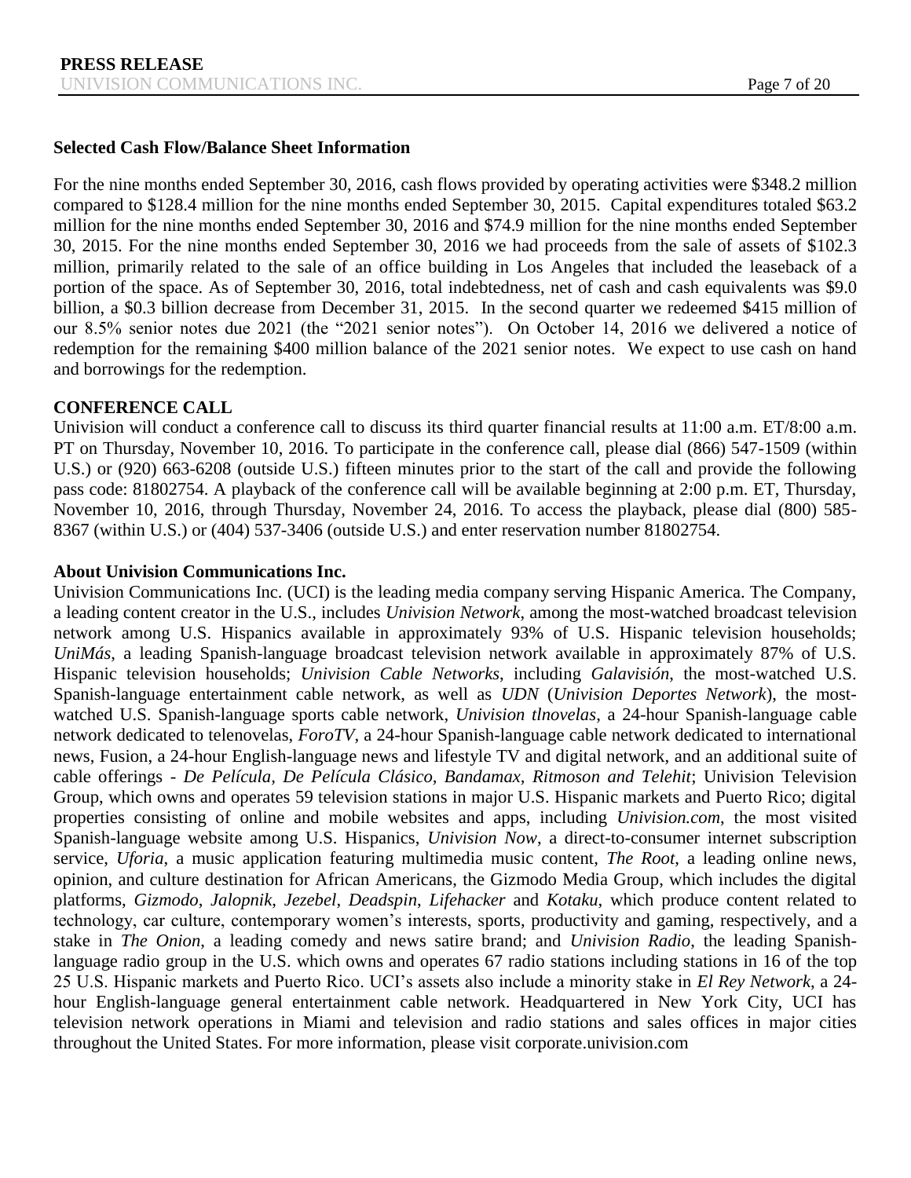**Selected Cash Flow/Balance Sheet Information**

For the nine months ended September 30, 2016, cash flows provided by operating activities were $348.2 million compared to $128.4 million for the nine months ended September 30, 2015. Capital expenditures totaled $63.2 million for the nine months ended September 30, 2016 and $74.9 million for the nine months ended September 30, 2015. For the nine months ended September 30, 2016 we had proceeds from the sale of assets of $102.3 million, primarily related to the sale of an office building in Los Angeles that included the leaseback of a portion of the space. As of September 30, 2016, total indebtedness, net of cash and cash equivalents was $9.0 billion, a $0.3 billion decrease from December 31, 2015. In the second quarter we redeemed $415 million of our 8.5% senior notes due 2021 (the "2021 senior notes"). On October 14, 2016 we delivered a notice of redemption for the remaining $400 million balance of the 2021 senior notes. We expect to use cash on hand and borrowings for the redemption.

**CONFERENCE CALL**

Univision will conduct a conference call to discuss its third quarter financial results at 11:00 a.m. ET/8:00 a.m. PT on Thursday, November 10, 2016. To participate in the conference call, please dial (866) 547-1509 (within U.S.) or (920) 663-6208 (outside U.S.) fifteen minutes prior to the start of the call and provide the following pass code: 81802754. A playback of the conference call will be available beginning at 2:00 p.m. ET, Thursday, November 10, 2016, through Thursday, November 24, 2016. To access the playback, please dial (800) 585-8367 (within U.S.) or (404) 537-3406 (outside U.S.) and enter reservation number 81802754.

**About Univision Communications Inc.**

Univision Communications Inc. (UCI) is the leading media company serving Hispanic America. The Company, a leading content creator in the U.S., includes *Univision Network*, among the most-watched broadcast television network among U.S. Hispanics available in approximately 93% of U.S. Hispanic television households; *UniMás*, a leading Spanish-language broadcast television network available in approximately 87% of U.S. Hispanic television households; *Univision Cable Networks*, including *Galavisión*, the most-watched U.S. Spanish-language entertainment cable network, as well as *UDN* (*Univision Deportes Network*), the most-watched U.S. Spanish-language sports cable network, *Univision tlnovelas*, a 24-hour Spanish-language cable network dedicated to telenovelas, *ForoTV*, a 24-hour Spanish-language cable network dedicated to international news, Fusion, a 24-hour English-language news and lifestyle TV and digital network, and an additional suite of cable offerings - *De Película*, *De Película Clásico, Bandamax, Ritmoson and Telehit*; Univision Television Group, which owns and operates 59 television stations in major U.S. Hispanic markets and Puerto Rico; digital properties consisting of online and mobile websites and apps, including *Univision.com*, the most visited Spanish-language website among U.S. Hispanics, *Univision Now*, a direct-to-consumer internet subscription service, *Uforia*, a music application featuring multimedia music content, *The Root*, a leading online news, opinion, and culture destination for African Americans, the Gizmodo Media Group, which includes the digital platforms, *Gizmodo*, *Jalopnik*, *Jezebel*, *Deadspin*, *Lifehacker* and *Kotaku*, which produce content related to technology, car culture, contemporary women's interests, sports, productivity and gaming, respectively, and a stake in *The Onion*, a leading comedy and news satire brand; and *Univision Radio*, the leading Spanish-language radio group in the U.S. which owns and operates 67 radio stations including stations in 16 of the top 25 U.S. Hispanic markets and Puerto Rico. UCI's assets also include a minority stake in *El Rey Network*, a 24-hour English-language general entertainment cable network. Headquartered in New York City, UCI has television network operations in Miami and television and radio stations and sales offices in major cities throughout the United States. For more information, please visit corporate.univision.com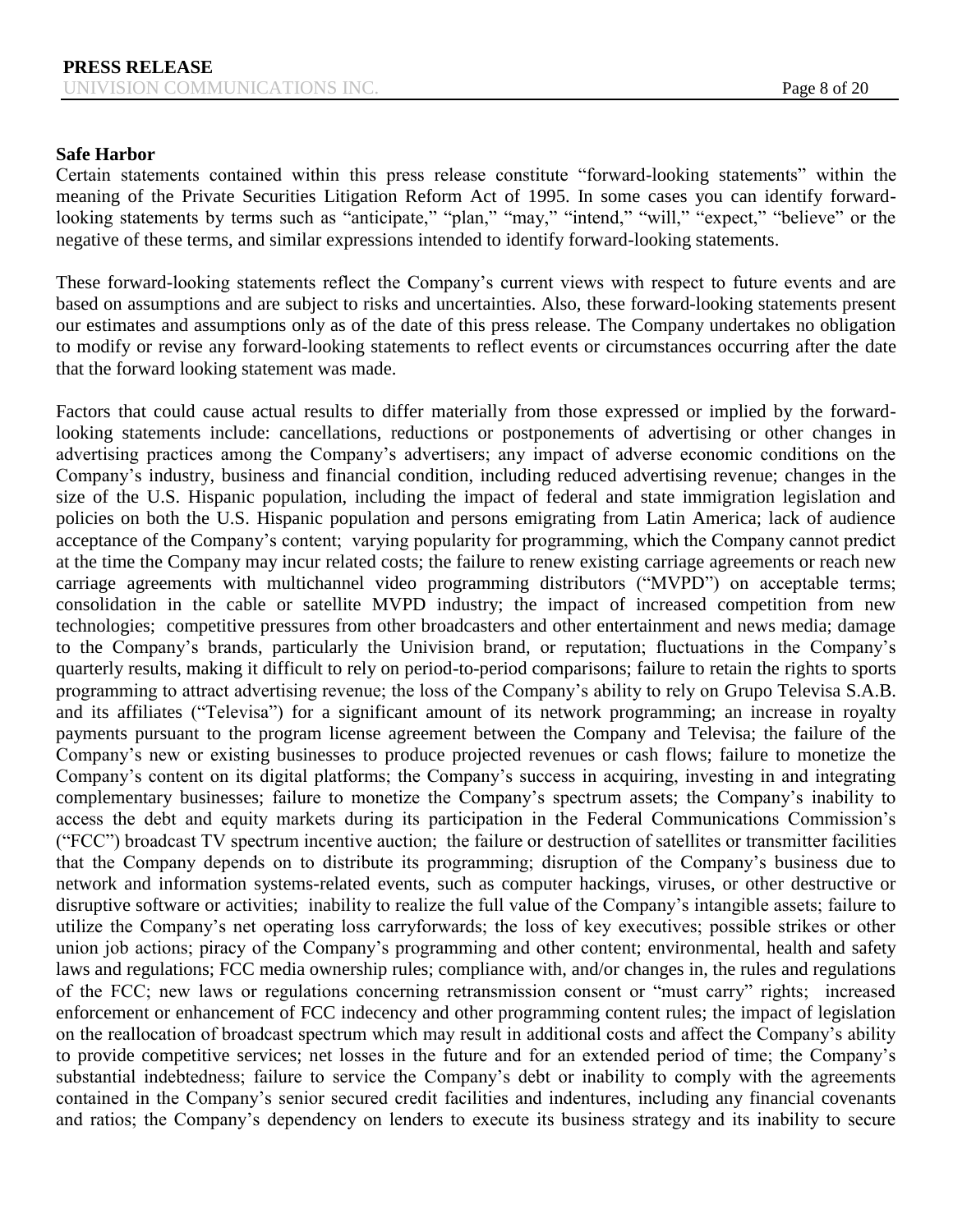**Safe Harbor**

Certain statements contained within this press release constitute "forward-looking statements" within the meaning of the Private Securities Litigation Reform Act of 1995. In some cases you can identify forward-looking statements by terms such as "anticipate," "plan," "may," "intend," "will," "expect," "believe" or the negative of these terms, and similar expressions intended to identify forward-looking statements.

These forward-looking statements reflect the Company's current views with respect to future events and are based on assumptions and are subject to risks and uncertainties. Also, these forward-looking statements present our estimates and assumptions only as of the date of this press release. The Company undertakes no obligation to modify or revise any forward-looking statements to reflect events or circumstances occurring after the date that the forward looking statement was made.

Factors that could cause actual results to differ materially from those expressed or implied by the forward-looking statements include: cancellations, reductions or postponements of advertising or other changes in advertising practices among the Company's advertisers; any impact of adverse economic conditions on the Company's industry, business and financial condition, including reduced advertising revenue; changes in the size of the U.S. Hispanic population, including the impact of federal and state immigration legislation and policies on both the U.S. Hispanic population and persons emigrating from Latin America; lack of audience acceptance of the Company's content; varying popularity for programming, which the Company cannot predict at the time the Company may incur related costs; the failure to renew existing carriage agreements or reach new carriage agreements with multichannel video programming distributors ("MVPD") on acceptable terms; consolidation in the cable or satellite MVPD industry; the impact of increased competition from new technologies; competitive pressures from other broadcasters and other entertainment and news media; damage to the Company's brands, particularly the Univision brand, or reputation; fluctuations in the Company's quarterly results, making it difficult to rely on period-to-period comparisons; failure to retain the rights to sports programming to attract advertising revenue; the loss of the Company's ability to rely on Grupo Televisa S.A.B. and its affiliates ("Televisa") for a significant amount of its network programming; an increase in royalty payments pursuant to the program license agreement between the Company and Televisa; the failure of the Company's new or existing businesses to produce projected revenues or cash flows; failure to monetize the Company's content on its digital platforms; the Company's success in acquiring, investing in and integrating complementary businesses; failure to monetize the Company's spectrum assets; the Company's inability to access the debt and equity markets during its participation in the Federal Communications Commission's ("FCC") broadcast TV spectrum incentive auction; the failure or destruction of satellites or transmitter facilities that the Company depends on to distribute its programming; disruption of the Company's business due to network and information systems-related events, such as computer hackings, viruses, or other destructive or disruptive software or activities; inability to realize the full value of the Company's intangible assets; failure to utilize the Company's net operating loss carryforwards; the loss of key executives; possible strikes or other union job actions; piracy of the Company's programming and other content; environmental, health and safety laws and regulations; FCC media ownership rules; compliance with, and/or changes in, the rules and regulations of the FCC; new laws or regulations concerning retransmission consent or "must carry" rights; increased enforcement or enhancement of FCC indecency and other programming content rules; the impact of legislation on the reallocation of broadcast spectrum which may result in additional costs and affect the Company's ability to provide competitive services; net losses in the future and for an extended period of time; the Company's substantial indebtedness; failure to service the Company's debt or inability to comply with the agreements contained in the Company's senior secured credit facilities and indentures, including any financial covenants and ratios; the Company's dependency on lenders to execute its business strategy and its inability to secure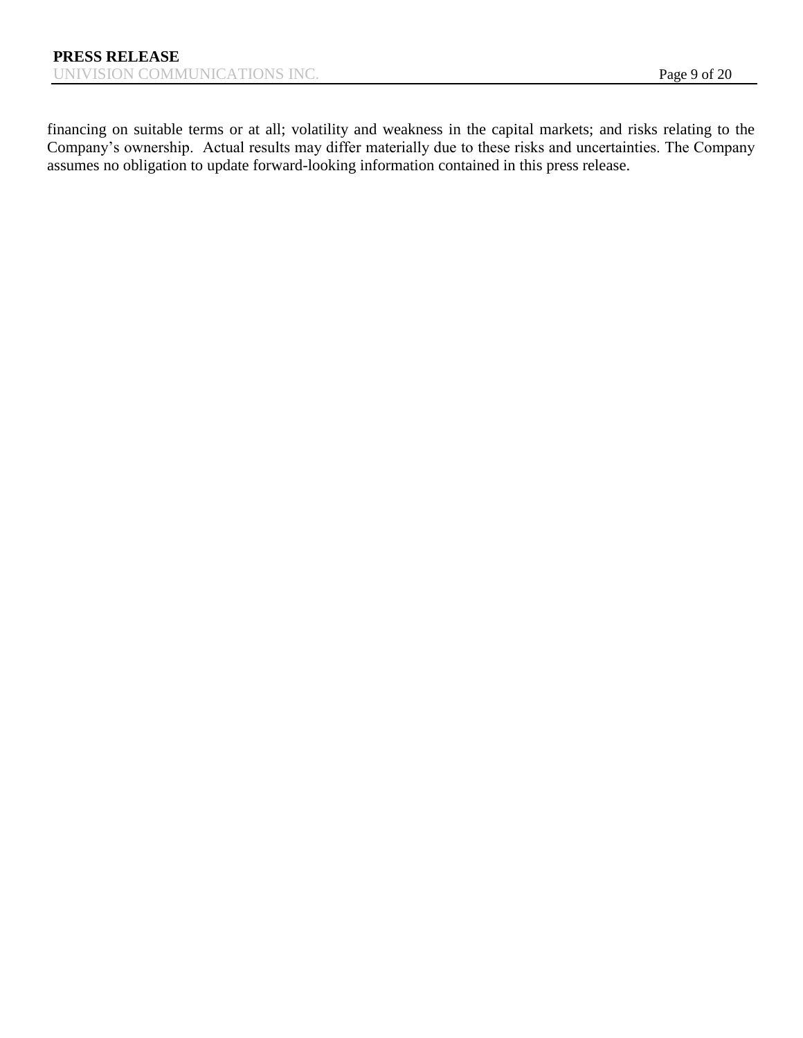financing on suitable terms or at all; volatility and weakness in the capital markets; and risks relating to the Company's ownership. Actual results may differ materially due to these risks and uncertainties. The Company assumes no obligation to update forward-looking information contained in this press release.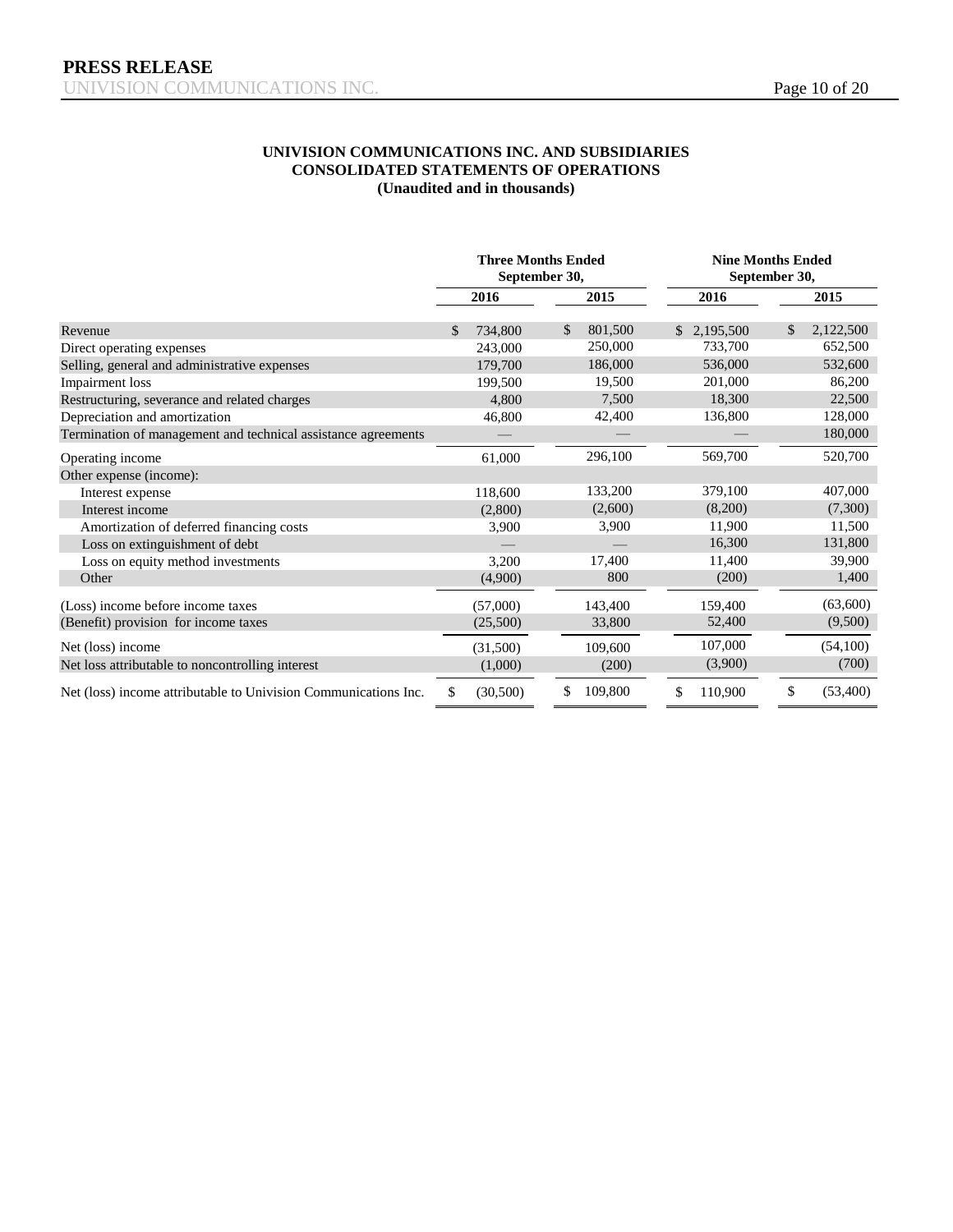**UNIVISION COMMUNICATIONS INC. AND SUBSIDIARIES**
**CONSOLIDATED STATEMENTS OF OPERATIONS**
**(Unaudited and in thousands)**

| | Three Months Ended September 30, | | Nine Months Ended September 30, | |
|---|---|---|---|---|
| | 2016 | 2015 | 2016 | 2015 |
| Revenue | $ 734,800 | $ 801,500 | $ 2,195,500 | $ 2,122,500 |
| Direct operating expenses | 243,000 | 250,000 | 733,700 | 652,500 |
| Selling, general and administrative expenses | 179,700 | 186,000 | 536,000 | 532,600 |
| Impairment loss | 199,500 | 19,500 | 201,000 | 86,200 |
| Restructuring, severance and related charges | 4,800 | 7,500 | 18,300 | 22,500 |
| Depreciation and amortization | 46,800 | 42,400 | 136,800 | 128,000 |
| Termination of management and technical assistance agreements | — | — | — | 180,000 |
| Operating income | 61,000 | 296,100 | 569,700 | 520,700 |
| Other expense (income): | | | | |
| Interest expense | 118,600 | 133,200 | 379,100 | 407,000 |
| Interest income | (2,800) | (2,600) | (8,200) | (7,300) |
| Amortization of deferred financing costs | 3,900 | 3,900 | 11,900 | 11,500 |
| Loss on extinguishment of debt | — | — | 16,300 | 131,800 |
| Loss on equity method investments | 3,200 | 17,400 | 11,400 | 39,900 |
| Other | (4,900) | 800 | (200) | 1,400 |
| (Loss) income before income taxes | (57,000) | 143,400 | 159,400 | (63,600) |
| (Benefit) provision for income taxes | (25,500) | 33,800 | 52,400 | (9,500) |
| Net (loss) income | (31,500) | 109,600 | 107,000 | (54,100) |
| Net loss attributable to noncontrolling interest | (1,000) | (200) | (3,900) | (700) |
| Net (loss) income attributable to Univision Communications Inc. | $ (30,500) | $ 109,800 | $ 110,900 | $ (53,400) |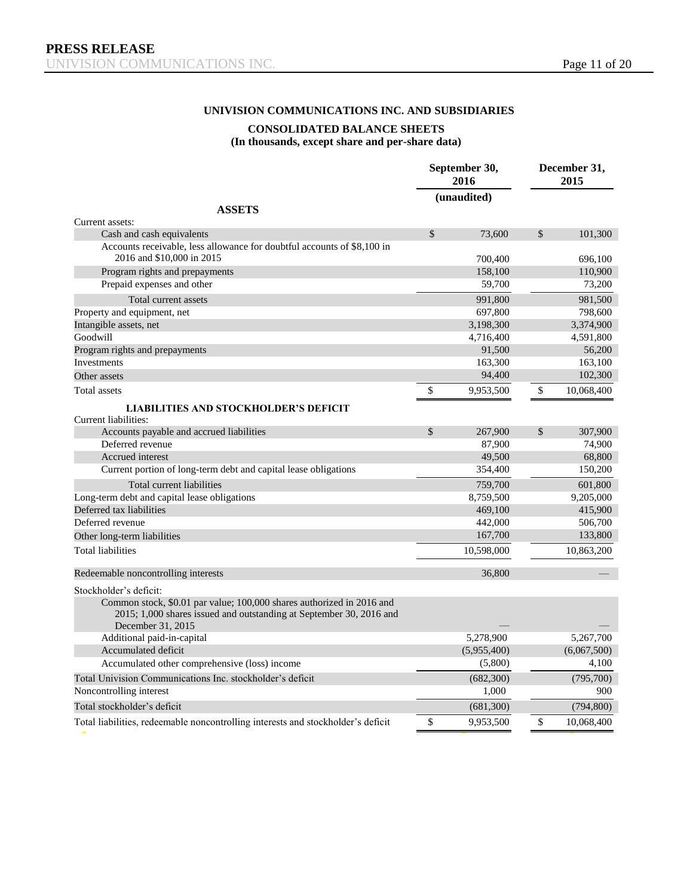**UNIVISION COMMUNICATIONS INC. AND SUBSIDIARIES**

**CONSOLIDATED BALANCE SHEETS**
**(In thousands, except share and per-share data)**

| | September 30, 2016 | December 31, 2015 |
|---|---|---|
| | (unaudited) | |
| **ASSETS** | | |
| Current assets: | | |
| Cash and cash equivalents | $ 73,600 | $ 101,300 |
| Accounts receivable, less allowance for doubtful accounts of $8,100 in 2016 and $10,000 in 2015 | 700,400 | 696,100 |
| Program rights and prepayments | 158,100 | 110,900 |
| Prepaid expenses and other | 59,700 | 73,200 |
| Total current assets | 991,800 | 981,500 |
| Property and equipment, net | 697,800 | 798,600 |
| Intangible assets, net | 3,198,300 | 3,374,900 |
| Goodwill | 4,716,400 | 4,591,800 |
| Program rights and prepayments | 91,500 | 56,200 |
| Investments | 163,300 | 163,100 |
| Other assets | 94,400 | 102,300 |
| Total assets | $ 9,953,500 | $ 10,068,400 |
| **LIABILITIES AND STOCKHOLDER'S DEFICIT** | | |
| Current liabilities: | | |
| Accounts payable and accrued liabilities | $ 267,900 | $ 307,900 |
| Deferred revenue | 87,900 | 74,900 |
| Accrued interest | 49,500 | 68,800 |
| Current portion of long-term debt and capital lease obligations | 354,400 | 150,200 |
| Total current liabilities | 759,700 | 601,800 |
| Long-term debt and capital lease obligations | 8,759,500 | 9,205,000 |
| Deferred tax liabilities | 469,100 | 415,900 |
| Deferred revenue | 442,000 | 506,700 |
| Other long-term liabilities | 167,700 | 133,800 |
| Total liabilities | 10,598,000 | 10,863,200 |
| Redeemable noncontrolling interests | 36,800 | — |
| Stockholder's deficit: | | |
| Common stock, $0.01 par value; 100,000 shares authorized in 2016 and 2015; 1,000 shares issued and outstanding at September 30, 2016 and December 31, 2015 | — | — |
| Additional paid-in-capital | 5,278,900 | 5,267,700 |
| Accumulated deficit | (5,955,400) | (6,067,500) |
| Accumulated other comprehensive (loss) income | (5,800) | 4,100 |
| Total Univision Communications Inc. stockholder's deficit | (682,300) | (795,700) |
| Noncontrolling interest | 1,000 | 900 |
| Total stockholder's deficit | (681,300) | (794,800) |
| Total liabilities, redeemable noncontrolling interests and stockholder's deficit | $ 9,953,500 | $ 10,068,400 |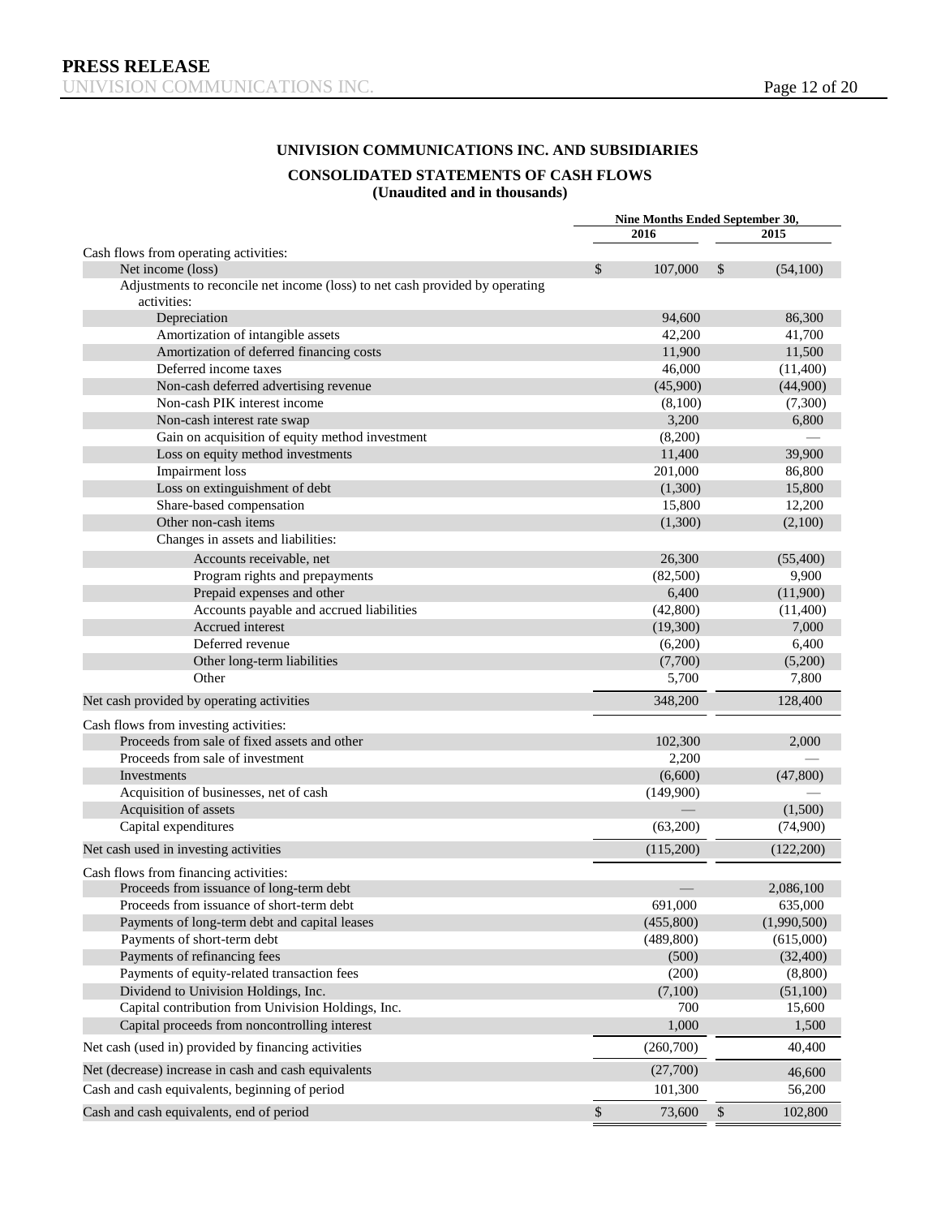**UNIVISION COMMUNICATIONS INC. AND SUBSIDIARIES**

**CONSOLIDATED STATEMENTS OF CASH FLOWS**
**(Unaudited and in thousands)**

| | Nine Months Ended September 30, | |
|---|---|---|
| | 2016 | 2015 |
| Cash flows from operating activities: | | |
| Net income (loss) | $ 107,000 | $ (54,100) |
| Adjustments to reconcile net income (loss) to net cash provided by operating activities: | | |
| Depreciation | 94,600 | 86,300 |
| Amortization of intangible assets | 42,200 | 41,700 |
| Amortization of deferred financing costs | 11,900 | 11,500 |
| Deferred income taxes | 46,000 | (11,400) |
| Non-cash deferred advertising revenue | (45,900) | (44,900) |
| Non-cash PIK interest income | (8,100) | (7,300) |
| Non-cash interest rate swap | 3,200 | 6,800 |
| Gain on acquisition of equity method investment | (8,200) | — |
| Loss on equity method investments | 11,400 | 39,900 |
| Impairment loss | 201,000 | 86,800 |
| Loss on extinguishment of debt | (1,300) | 15,800 |
| Share-based compensation | 15,800 | 12,200 |
| Other non-cash items | (1,300) | (2,100) |
| Changes in assets and liabilities: | | |
| Accounts receivable, net | 26,300 | (55,400) |
| Program rights and prepayments | (82,500) | 9,900 |
| Prepaid expenses and other | 6,400 | (11,900) |
| Accounts payable and accrued liabilities | (42,800) | (11,400) |
| Accrued interest | (19,300) | 7,000 |
| Deferred revenue | (6,200) | 6,400 |
| Other long-term liabilities | (7,700) | (5,200) |
| Other | 5,700 | 7,800 |
| Net cash provided by operating activities | 348,200 | 128,400 |
| Cash flows from investing activities: | | |
| Proceeds from sale of fixed assets and other | 102,300 | 2,000 |
| Proceeds from sale of investment | 2,200 | — |
| Investments | (6,600) | (47,800) |
| Acquisition of businesses, net of cash | (149,900) | — |
| Acquisition of assets | — | (1,500) |
| Capital expenditures | (63,200) | (74,900) |
| Net cash used in investing activities | (115,200) | (122,200) |
| Cash flows from financing activities: | | |
| Proceeds from issuance of long-term debt | — | 2,086,100 |
| Proceeds from issuance of short-term debt | 691,000 | 635,000 |
| Payments of long-term debt and capital leases | (455,800) | (1,990,500) |
| Payments of short-term debt | (489,800) | (615,000) |
| Payments of refinancing fees | (500) | (32,400) |
| Payments of equity-related transaction fees | (200) | (8,800) |
| Dividend to Univision Holdings, Inc. | (7,100) | (51,100) |
| Capital contribution from Univision Holdings, Inc. | 700 | 15,600 |
| Capital proceeds from noncontrolling interest | 1,000 | 1,500 |
| Net cash (used in) provided by financing activities | (260,700) | 40,400 |
| Net (decrease) increase in cash and cash equivalents | (27,700) | 46,600 |
| Cash and cash equivalents, beginning of period | 101,300 | 56,200 |
| Cash and cash equivalents, end of period | $ 73,600 | $ 102,800 |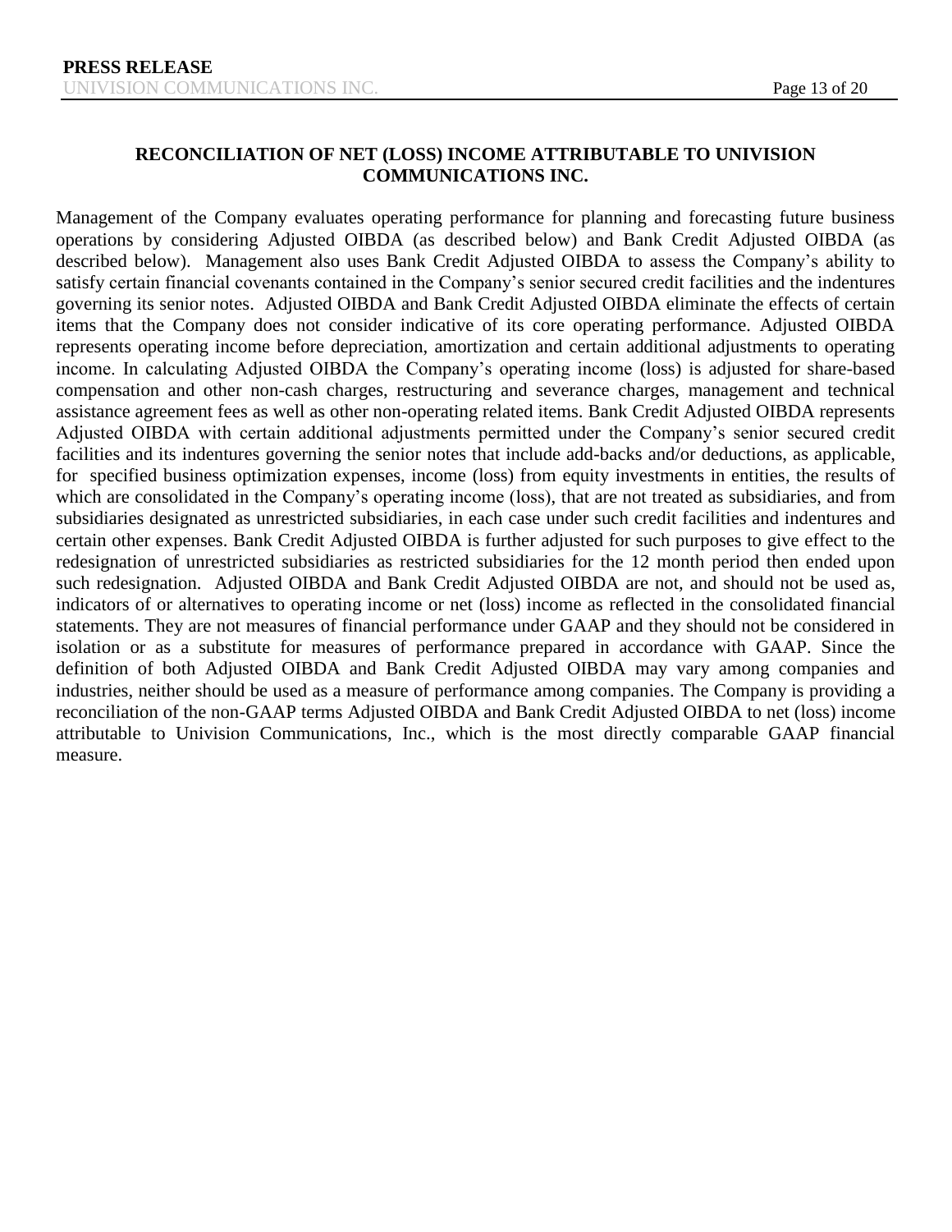## RECONCILIATION OF NET (LOSS) INCOME ATTRIBUTABLE TO UNIVISION COMMUNICATIONS INC.

Management of the Company evaluates operating performance for planning and forecasting future business operations by considering Adjusted OIBDA (as described below) and Bank Credit Adjusted OIBDA (as described below). Management also uses Bank Credit Adjusted OIBDA to assess the Company's ability to satisfy certain financial covenants contained in the Company's senior secured credit facilities and the indentures governing its senior notes. Adjusted OIBDA and Bank Credit Adjusted OIBDA eliminate the effects of certain items that the Company does not consider indicative of its core operating performance. Adjusted OIBDA represents operating income before depreciation, amortization and certain additional adjustments to operating income. In calculating Adjusted OIBDA the Company's operating income (loss) is adjusted for share-based compensation and other non-cash charges, restructuring and severance charges, management and technical assistance agreement fees as well as other non-operating related items. Bank Credit Adjusted OIBDA represents Adjusted OIBDA with certain additional adjustments permitted under the Company's senior secured credit facilities and its indentures governing the senior notes that include add-backs and/or deductions, as applicable, for specified business optimization expenses, income (loss) from equity investments in entities, the results of which are consolidated in the Company's operating income (loss), that are not treated as subsidiaries, and from subsidiaries designated as unrestricted subsidiaries, in each case under such credit facilities and indentures and certain other expenses. Bank Credit Adjusted OIBDA is further adjusted for such purposes to give effect to the redesignation of unrestricted subsidiaries as restricted subsidiaries for the 12 month period then ended upon such redesignation. Adjusted OIBDA and Bank Credit Adjusted OIBDA are not, and should not be used as, indicators of or alternatives to operating income or net (loss) income as reflected in the consolidated financial statements. They are not measures of financial performance under GAAP and they should not be considered in isolation or as a substitute for measures of performance prepared in accordance with GAAP. Since the definition of both Adjusted OIBDA and Bank Credit Adjusted OIBDA may vary among companies and industries, neither should be used as a measure of performance among companies. The Company is providing a reconciliation of the non-GAAP terms Adjusted OIBDA and Bank Credit Adjusted OIBDA to net (loss) income attributable to Univision Communications, Inc., which is the most directly comparable GAAP financial measure.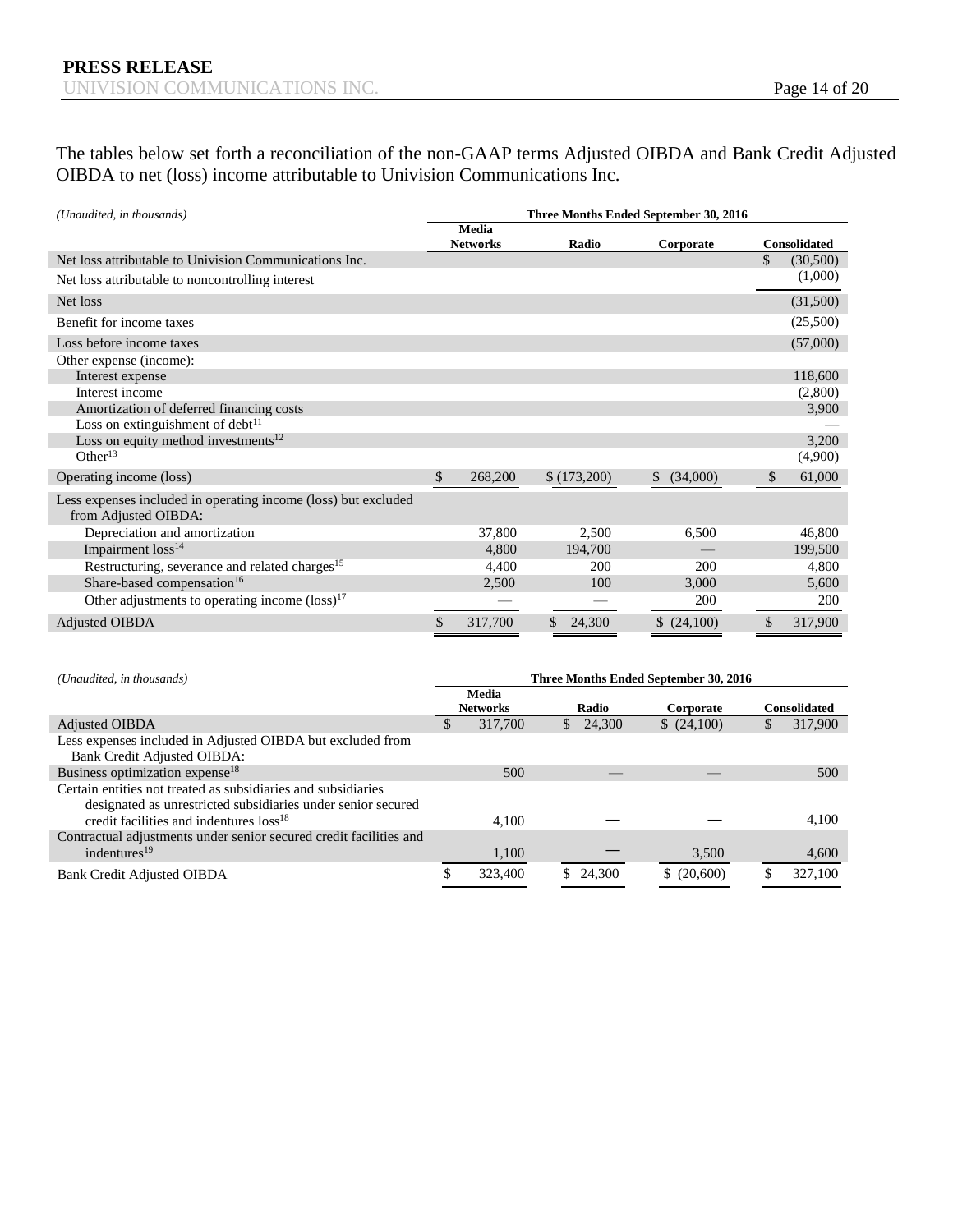The tables below set forth a reconciliation of the non-GAAP terms Adjusted OIBDA and Bank Credit Adjusted OIBDA to net (loss) income attributable to Univision Communications Inc.

| *(Unaudited, in thousands)* | Three Months Ended September 30, 2016 | | | |
|---|---|---|---|---|
| | **Media Networks** | **Radio** | **Corporate** | **Consolidated** |
| Net loss attributable to Univision Communications Inc. | | | | $ (30,500) |
| Net loss attributable to noncontrolling interest | | | | (1,000) |
| Net loss | | | | (31,500) |
| Benefit for income taxes | | | | (25,500) |
| Loss before income taxes | | | | (57,000) |
| Other expense (income): | | | | |
| Interest expense | | | | 118,600 |
| Interest income | | | | (2,800) |
| Amortization of deferred financing costs | | | | 3,900 |
| Loss on extinguishment of debt[11] | | | | — |
| Loss on equity method investments[12] | | | | 3,200 |
| Other[13] | | | | (4,900) |
| Operating income (loss) | $ 268,200 | $ (173,200) | $ (34,000) | $ 61,000 |
| Less expenses included in operating income (loss) but excluded from Adjusted OIBDA: | | | | |
| Depreciation and amortization | 37,800 | 2,500 | 6,500 | 46,800 |
| Impairment loss[14] | 4,800 | 194,700 | — | 199,500 |
| Restructuring, severance and related charges[15] | 4,400 | 200 | 200 | 4,800 |
| Share-based compensation[16] | 2,500 | 100 | 3,000 | 5,600 |
| Other adjustments to operating income (loss)[17] | — | — | 200 | 200 |
| Adjusted OIBDA | $ 317,700 | $ 24,300 | $ (24,100) | $ 317,900 |

| *(Unaudited, in thousands)* | Three Months Ended September 30, 2016 | | | |
|---|---|---|---|---|
| | **Media Networks** | **Radio** | **Corporate** | **Consolidated** |
| Adjusted OIBDA | $ 317,700 | $ 24,300 | $ (24,100) | $ 317,900 |
| Less expenses included in Adjusted OIBDA but excluded from Bank Credit Adjusted OIBDA: | | | | |
| Business optimization expense[18] | 500 | — | — | 500 |
| Certain entities not treated as subsidiaries and subsidiaries designated as unrestricted subsidiaries under senior secured credit facilities and indentures loss[18] | 4,100 | — | — | 4,100 |
| Contractual adjustments under senior secured credit facilities and indentures[19] | 1,100 | — | 3,500 | 4,600 |
| Bank Credit Adjusted OIBDA | $ 323,400 | $ 24,300 | $ (20,600) | $ 327,100 |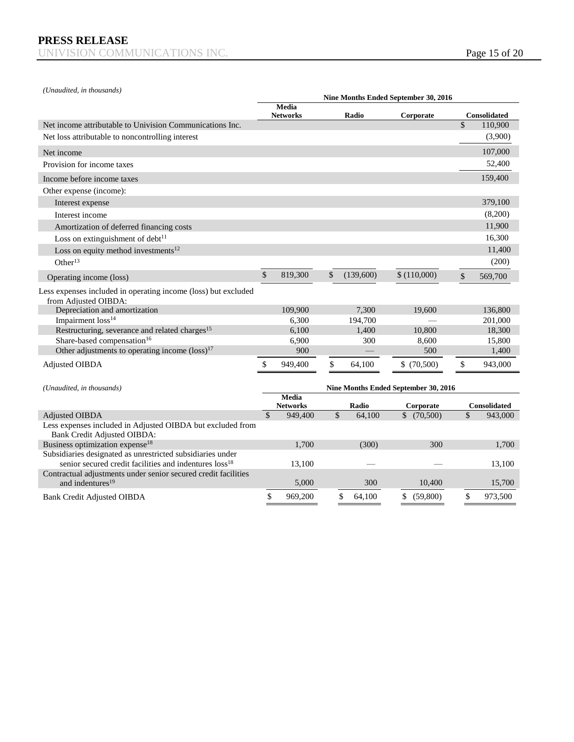*(Unaudited, in thousands)*

| | Nine Months Ended September 30, 2016 | | | |
|---|---|---|---|---|
| | Media Networks | Radio | Corporate | Consolidated |
| Net income attributable to Univision Communications Inc. | | | | $ 110,900 |
| Net loss attributable to noncontrolling interest | | | | (3,900) |
| Net income | | | | 107,000 |
| Provision for income taxes | | | | 52,400 |
| Income before income taxes | | | | 159,400 |
| Other expense (income): | | | | |
| Interest expense | | | | 379,100 |
| Interest income | | | | (8,200) |
| Amortization of deferred financing costs | | | | 11,900 |
| Loss on extinguishment of debt[11] | | | | 16,300 |
| Loss on equity method investments[12] | | | | 11,400 |
| Other[13] | | | | (200) |
| Operating income (loss) | $ 819,300 | $ (139,600) | $ (110,000) | $ 569,700 |
| Less expenses included in operating income (loss) but excluded from Adjusted OIBDA: | | | | |
| Depreciation and amortization | 109,900 | 7,300 | 19,600 | 136,800 |
| Impairment loss[14] | 6,300 | 194,700 | — | 201,000 |
| Restructuring, severance and related charges[15] | 6,100 | 1,400 | 10,800 | 18,300 |
| Share-based compensation[16] | 6,900 | 300 | 8,600 | 15,800 |
| Other adjustments to operating income (loss)[17] | 900 | — | 500 | 1,400 |
| Adjusted OIBDA | $ 949,400 | $ 64,100 | $ (70,500) | $ 943,000 |

*(Unaudited, in thousands)*

| | Nine Months Ended September 30, 2016 | | | |
|---|---|---|---|---|
| | Media Networks | Radio | Corporate | Consolidated |
| Adjusted OIBDA | $ 949,400 | $ 64,100 | $ (70,500) | $ 943,000 |
| Less expenses included in Adjusted OIBDA but excluded from Bank Credit Adjusted OIBDA: | | | | |
| Business optimization expense[18] | 1,700 | (300) | 300 | 1,700 |
| Subsidiaries designated as unrestricted subsidiaries under senior secured credit facilities and indentures loss[18] | 13,100 | — | — | 13,100 |
| Contractual adjustments under senior secured credit facilities and indentures[19] | 5,000 | 300 | 10,400 | 15,700 |
| Bank Credit Adjusted OIBDA | $ 969,200 | $ 64,100 | $ (59,800) | $ 973,500 |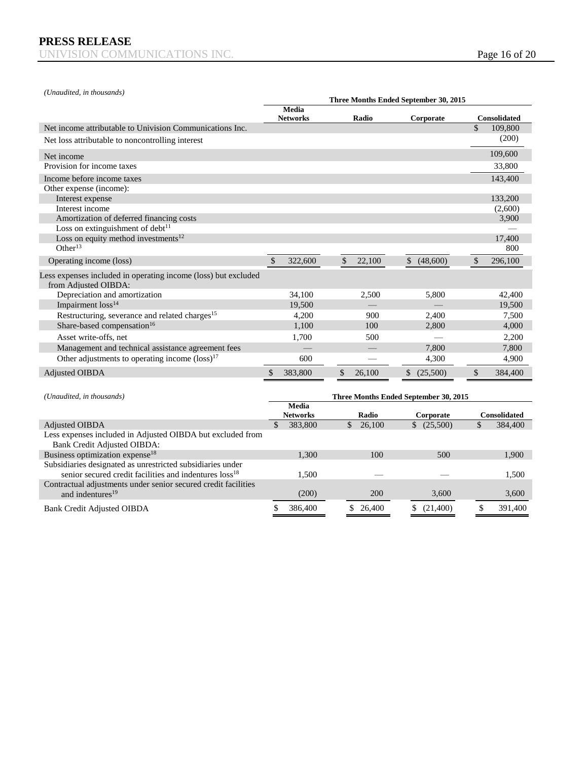*(Unaudited, in thousands)*

| | Three Months Ended September 30, 2015 | | | |
|---|---|---|---|---|
| | Media Networks | Radio | Corporate | Consolidated |
| Net income attributable to Univision Communications Inc. | | | | $ 109,800 |
| Net loss attributable to noncontrolling interest | | | | (200) |
| Net income | | | | 109,600 |
| Provision for income taxes | | | | 33,800 |
| Income before income taxes | | | | 143,400 |
| Other expense (income): | | | | |
| Interest expense | | | | 133,200 |
| Interest income | | | | (2,600) |
| Amortization of deferred financing costs | | | | 3,900 |
| Loss on extinguishment of debt[11] | | | | — |
| Loss on equity method investments[12] | | | | 17,400 |
| Other[13] | | | | 800 |
| Operating income (loss) | $ 322,600 | $ 22,100 | $ (48,600) | $ 296,100 |
| Less expenses included in operating income (loss) but excluded from Adjusted OIBDA: | | | | |
| Depreciation and amortization | 34,100 | 2,500 | 5,800 | 42,400 |
| Impairment loss[14] | 19,500 | — | — | 19,500 |
| Restructuring, severance and related charges[15] | 4,200 | 900 | 2,400 | 7,500 |
| Share-based compensation[16] | 1,100 | 100 | 2,800 | 4,000 |
| Asset write-offs, net | 1,700 | 500 | — | 2,200 |
| Management and technical assistance agreement fees | — | — | 7,800 | 7,800 |
| Other adjustments to operating income (loss)[17] | 600 | — | 4,300 | 4,900 |
| Adjusted OIBDA | $ 383,800 | $ 26,100 | $ (25,500) | $ 384,400 |

*(Unaudited, in thousands)*

| | Three Months Ended September 30, 2015 | | | |
|---|---|---|---|---|
| | Media Networks | Radio | Corporate | Consolidated |
| Adjusted OIBDA | $ 383,800 | $ 26,100 | $ (25,500) | $ 384,400 |
| Less expenses included in Adjusted OIBDA but excluded from Bank Credit Adjusted OIBDA: | | | | |
| Business optimization expense[18] | 1,300 | 100 | 500 | 1,900 |
| Subsidiaries designated as unrestricted subsidiaries under senior secured credit facilities and indentures loss[18] | 1,500 | — | — | 1,500 |
| Contractual adjustments under senior secured credit facilities and indentures[19] | (200) | 200 | 3,600 | 3,600 |
| Bank Credit Adjusted OIBDA | $ 386,400 | $ 26,400 | $ (21,400) | $ 391,400 |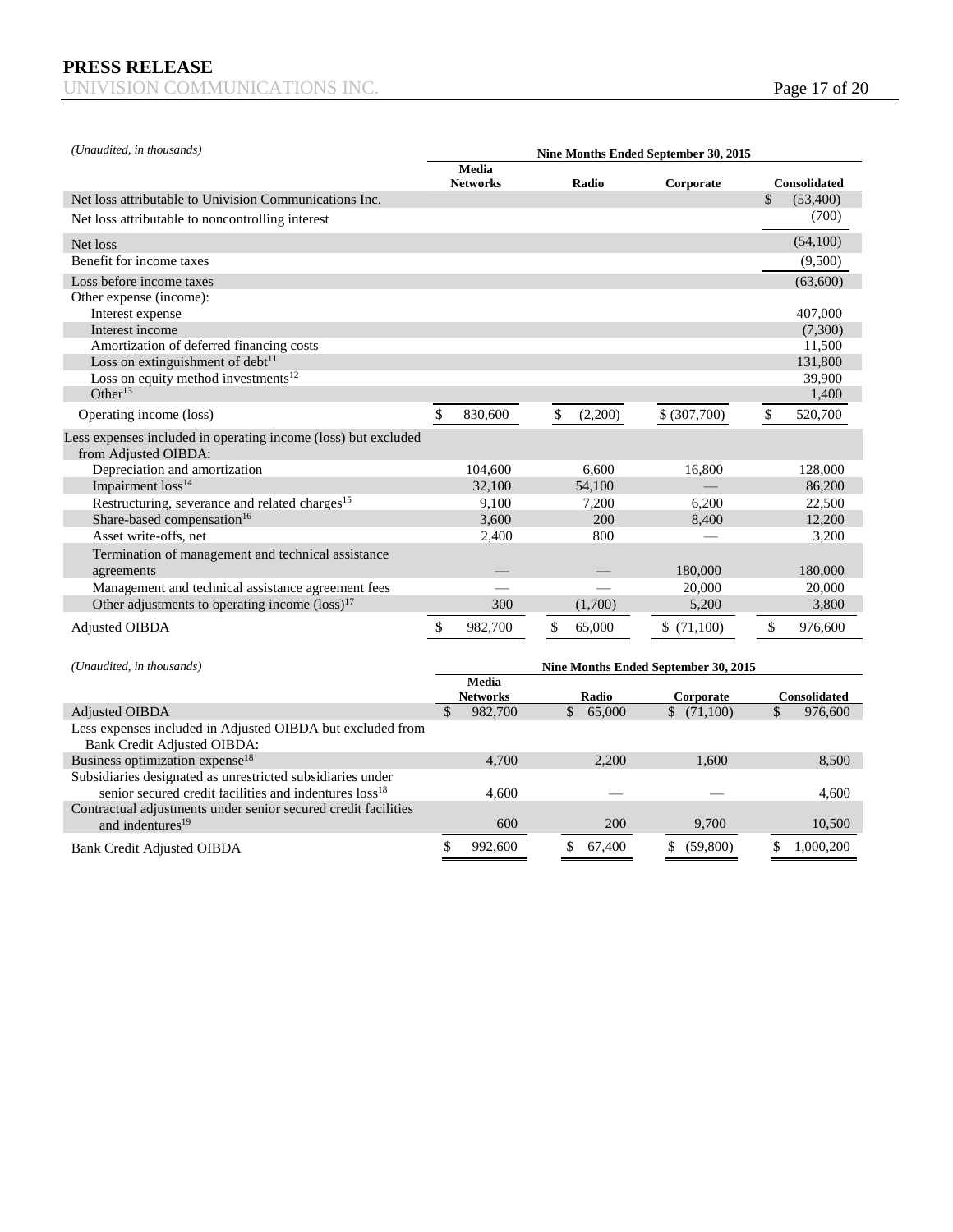*(Unaudited, in thousands)*

| | Nine Months Ended September 30, 2015 | | | |
|---|---|---|---|---|
| | Media Networks | Radio | Corporate | Consolidated |
| Net loss attributable to Univision Communications Inc. | | | | $ (53,400) |
| Net loss attributable to noncontrolling interest | | | | (700) |
| Net loss | | | | (54,100) |
| Benefit for income taxes | | | | (9,500) |
| Loss before income taxes | | | | (63,600) |
| Other expense (income): | | | | |
| Interest expense | | | | 407,000 |
| Interest income | | | | (7,300) |
| Amortization of deferred financing costs | | | | 11,500 |
| Loss on extinguishment of debt[11] | | | | 131,800 |
| Loss on equity method investments[12] | | | | 39,900 |
| Other[13] | | | | 1,400 |
| Operating income (loss) | $ 830,600 | $ (2,200) | $ (307,700) | $ 520,700 |
| Less expenses included in operating income (loss) but excluded from Adjusted OIBDA: | | | | |
| Depreciation and amortization | 104,600 | 6,600 | 16,800 | 128,000 |
| Impairment loss[14] | 32,100 | 54,100 | — | 86,200 |
| Restructuring, severance and related charges[15] | 9,100 | 7,200 | 6,200 | 22,500 |
| Share-based compensation[16] | 3,600 | 200 | 8,400 | 12,200 |
| Asset write-offs, net | 2,400 | 800 | — | 3,200 |
| Termination of management and technical assistance agreements | — | — | 180,000 | 180,000 |
| Management and technical assistance agreement fees | — | — | 20,000 | 20,000 |
| Other adjustments to operating income (loss)[17] | 300 | (1,700) | 5,200 | 3,800 |
| Adjusted OIBDA | $ 982,700 | $ 65,000 | $ (71,100) | $ 976,600 |

*(Unaudited, in thousands)*

| | Nine Months Ended September 30, 2015 | | | |
|---|---|---|---|---|
| | Media Networks | Radio | Corporate | Consolidated |
| Adjusted OIBDA | $ 982,700 | $ 65,000 | $ (71,100) | $ 976,600 |
| Less expenses included in Adjusted OIBDA but excluded from Bank Credit Adjusted OIBDA: | | | | |
| Business optimization expense[18] | 4,700 | 2,200 | 1,600 | 8,500 |
| Subsidiaries designated as unrestricted subsidiaries under senior secured credit facilities and indentures loss[18] | 4,600 | — | — | 4,600 |
| Contractual adjustments under senior secured credit facilities and indentures[19] | 600 | 200 | 9,700 | 10,500 |
| Bank Credit Adjusted OIBDA | $ 992,600 | $ 67,400 | $ (59,800) | $ 1,000,200 |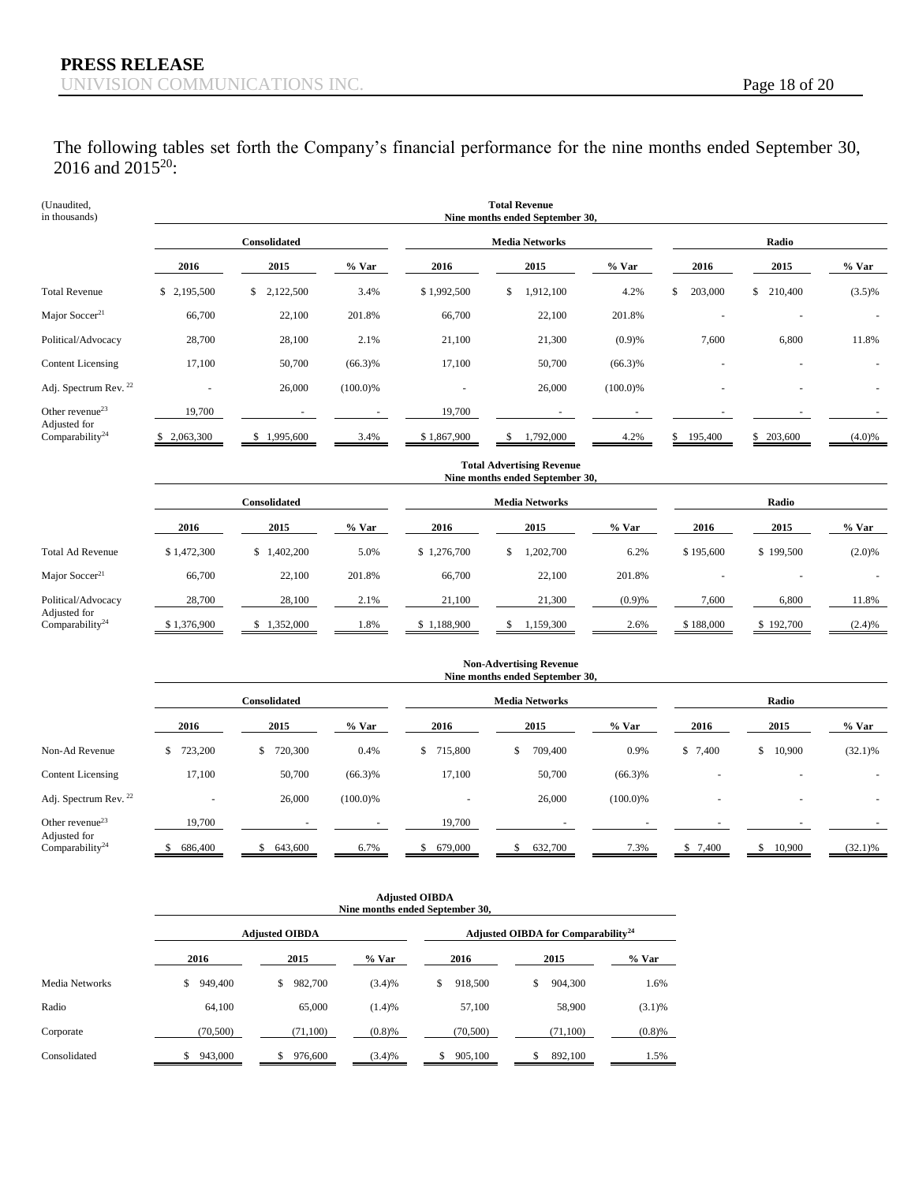The following tables set forth the Company's financial performance for the nine months ended September 30, 2016 and 2015[20]:

(Unaudited, in thousands)

| | Total Revenue Nine months ended September 30, | | | | | | | | |
|---|---|---|---|---|---|---|---|---|---|
| | Consolidated | | | Media Networks | | | Radio | | |
| | 2016 | 2015 | % Var | 2016 | 2015 | % Var | 2016 | 2015 | % Var |
| Total Revenue | $ 2,195,500 | $ 2,122,500 | 3.4% | $ 1,992,500 | $ 1,912,100 | 4.2% | $ 203,000 | $ 210,400 | (3.5)% |
| Major Soccer[21] | 66,700 | 22,100 | 201.8% | 66,700 | 22,100 | 201.8% | - | - | - |
| Political/Advocacy | 28,700 | 28,100 | 2.1% | 21,100 | 21,300 | (0.9)% | 7,600 | 6,800 | 11.8% |
| Content Licensing | 17,100 | 50,700 | (66.3)% | 17,100 | 50,700 | (66.3)% | - | - | - |
| Adj. Spectrum Rev. [22] | - | 26,000 | (100.0)% | - | 26,000 | (100.0)% | - | - | - |
| Other revenue[23] | 19,700 | - | - | 19,700 | - | - | - | - | - |
| Adjusted for Comparability[24] | $ 2,063,300 | $ 1,995,600 | 3.4% | $ 1,867,900 | $ 1,792,000 | 4.2% | $ 195,400 | $ 203,600 | (4.0)% |

| | Total Advertising Revenue Nine months ended September 30, | | | | | | | | |
|---|---|---|---|---|---|---|---|---|---|
| | Consolidated | | | Media Networks | | | Radio | | |
| | 2016 | 2015 | % Var | 2016 | 2015 | % Var | 2016 | 2015 | % Var |
| Total Ad Revenue | $ 1,472,300 | $ 1,402,200 | 5.0% | $ 1,276,700 | $ 1,202,700 | 6.2% | $ 195,600 | $ 199,500 | (2.0)% |
| Major Soccer[21] | 66,700 | 22,100 | 201.8% | 66,700 | 22,100 | 201.8% | - | - | - |
| Political/Advocacy | 28,700 | 28,100 | 2.1% | 21,100 | 21,300 | (0.9)% | 7,600 | 6,800 | 11.8% |
| Adjusted for Comparability[24] | $ 1,376,900 | $ 1,352,000 | 1.8% | $ 1,188,900 | $ 1,159,300 | 2.6% | $ 188,000 | $ 192,700 | (2.4)% |

| | Non-Advertising Revenue Nine months ended September 30, | | | | | | | | |
|---|---|---|---|---|---|---|---|---|---|
| | Consolidated | | | Media Networks | | | Radio | | |
| | 2016 | 2015 | % Var | 2016 | 2015 | % Var | 2016 | 2015 | % Var |
| Non-Ad Revenue | $ 723,200 | $ 720,300 | 0.4% | $ 715,800 | $ 709,400 | 0.9% | $ 7,400 | $ 10,900 | (32.1)% |
| Content Licensing | 17,100 | 50,700 | (66.3)% | 17,100 | 50,700 | (66.3)% | - | - | - |
| Adj. Spectrum Rev. [22] | - | 26,000 | (100.0)% | - | 26,000 | (100.0)% | - | - | - |
| Other revenue[23] | 19,700 | - | - | 19,700 | - | - | - | - | - |
| Adjusted for Comparability[24] | $ 686,400 | $ 643,600 | 6.7% | $ 679,000 | $ 632,700 | 7.3% | $ 7,400 | $ 10,900 | (32.1)% |

| | Adjusted OIBDA Nine months ended September 30, | | | | | |
|---|---|---|---|---|---|---|
| | Adjusted OIBDA | | | Adjusted OIBDA for Comparability[24] | | |
| | 2016 | 2015 | % Var | 2016 | 2015 | % Var |
| Media Networks | $ 949,400 | $ 982,700 | (3.4)% | $ 918,500 | $ 904,300 | 1.6% |
| Radio | 64,100 | 65,000 | (1.4)% | 57,100 | 58,900 | (3.1)% |
| Corporate | (70,500) | (71,100) | (0.8)% | (70,500) | (71,100) | (0.8)% |
| Consolidated | $ 943,000 | $ 976,600 | (3.4)% | $ 905,100 | $ 892,100 | 1.5% |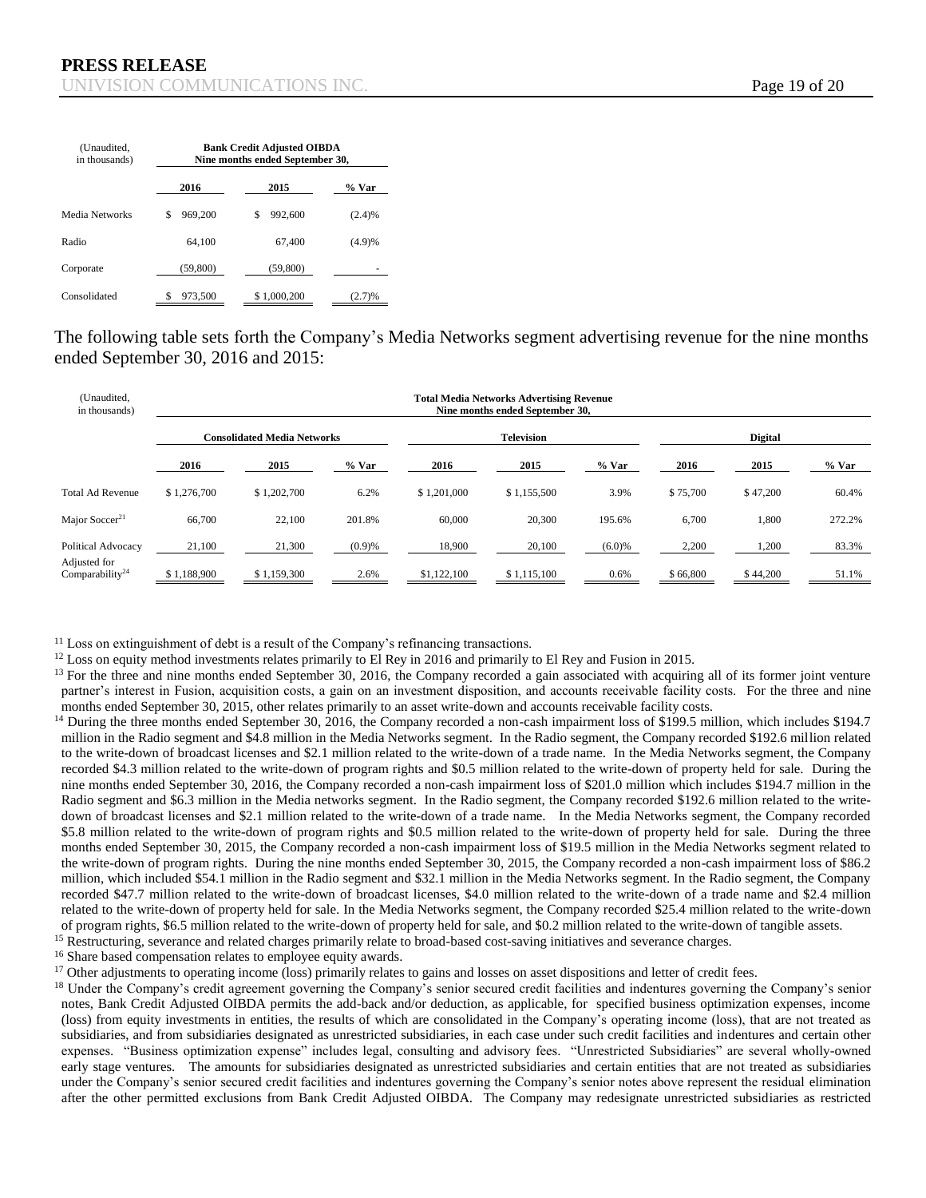| (Unaudited, in thousands) | Bank Credit Adjusted OIBDA Nine months ended September 30, | | |
|---|---|---|---|
| | 2016 | 2015 | % Var |
| Media Networks | $ 969,200 | $ 992,600 | (2.4)% |
| Radio | 64,100 | 67,400 | (4.9)% |
| Corporate | (59,800) | (59,800) | - |
| Consolidated | $ 973,500 | $ 1,000,200 | (2.7)% |

The following table sets forth the Company's Media Networks segment advertising revenue for the nine months ended September 30, 2016 and 2015:

| (Unaudited, in thousands) | Total Media Networks Advertising Revenue Nine months ended September 30, | | | | | | | | |
|---|---|---|---|---|---|---|---|---|---|
| | Consolidated Media Networks | | | Television | | | Digital | | |
| | 2016 | 2015 | % Var | 2016 | 2015 | % Var | 2016 | 2015 | % Var |
| Total Ad Revenue | $ 1,276,700 | $ 1,202,700 | 6.2% | $ 1,201,000 | $ 1,155,500 | 3.9% | $ 75,700 | $ 47,200 | 60.4% |
| Major Soccer[21] | 66,700 | 22,100 | 201.8% | 60,000 | 20,300 | 195.6% | 6,700 | 1,800 | 272.2% |
| Political Advocacy | 21,100 | 21,300 | (0.9)% | 18,900 | 20,100 | (6.0)% | 2,200 | 1,200 | 83.3% |
| Adjusted for Comparability[24] | $ 1,188,900 | $ 1,159,300 | 2.6% | $1,122,100 | $ 1,115,100 | 0.6% | $ 66,800 | $ 44,200 | 51.1% |

[11] Loss on extinguishment of debt is a result of the Company's refinancing transactions.

[12] Loss on equity method investments relates primarily to El Rey in 2016 and primarily to El Rey and Fusion in 2015.

[13] For the three and nine months ended September 30, 2016, the Company recorded a gain associated with acquiring all of its former joint venture partner's interest in Fusion, acquisition costs, a gain on an investment disposition, and accounts receivable facility costs. For the three and nine months ended September 30, 2015, other relates primarily to an asset write-down and accounts receivable facility costs.

[14] During the three months ended September 30, 2016, the Company recorded a non-cash impairment loss of $199.5 million, which includes $194.7 million in the Radio segment and $4.8 million in the Media Networks segment. In the Radio segment, the Company recorded $192.6 million related to the write-down of broadcast licenses and $2.1 million related to the write-down of a trade name. In the Media Networks segment, the Company recorded $4.3 million related to the write-down of program rights and $0.5 million related to the write-down of property held for sale. During the nine months ended September 30, 2016, the Company recorded a non-cash impairment loss of $201.0 million which includes $194.7 million in the Radio segment and $6.3 million in the Media networks segment. In the Radio segment, the Company recorded $192.6 million related to the write-down of broadcast licenses and $2.1 million related to the write-down of a trade name. In the Media Networks segment, the Company recorded $5.8 million related to the write-down of program rights and $0.5 million related to the write-down of property held for sale. During the three months ended September 30, 2015, the Company recorded a non-cash impairment loss of $19.5 million in the Media Networks segment related to the write-down of program rights. During the nine months ended September 30, 2015, the Company recorded a non-cash impairment loss of $86.2 million, which included $54.1 million in the Radio segment and $32.1 million in the Media Networks segment. In the Radio segment, the Company recorded $47.7 million related to the write-down of broadcast licenses, $4.0 million related to the write-down of a trade name and $2.4 million related to the write-down of property held for sale. In the Media Networks segment, the Company recorded $25.4 million related to the write-down of program rights, $6.5 million related to the write-down of property held for sale, and $0.2 million related to the write-down of tangible assets.

[15] Restructuring, severance and related charges primarily relate to broad-based cost-saving initiatives and severance charges.

[16] Share based compensation relates to employee equity awards.

[17] Other adjustments to operating income (loss) primarily relates to gains and losses on asset dispositions and letter of credit fees.

[18] Under the Company's credit agreement governing the Company's senior secured credit facilities and indentures governing the Company's senior notes, Bank Credit Adjusted OIBDA permits the add-back and/or deduction, as applicable, for specified business optimization expenses, income (loss) from equity investments in entities, the results of which are consolidated in the Company's operating income (loss), that are not treated as subsidiaries, and from subsidiaries designated as unrestricted subsidiaries, in each case under such credit facilities and indentures and certain other expenses. "Business optimization expense" includes legal, consulting and advisory fees. "Unrestricted Subsidiaries" are several wholly-owned early stage ventures. The amounts for subsidiaries designated as unrestricted subsidiaries and certain entities that are not treated as subsidiaries under the Company's senior secured credit facilities and indentures governing the Company's senior notes above represent the residual elimination after the other permitted exclusions from Bank Credit Adjusted OIBDA. The Company may redesignate unrestricted subsidiaries as restricted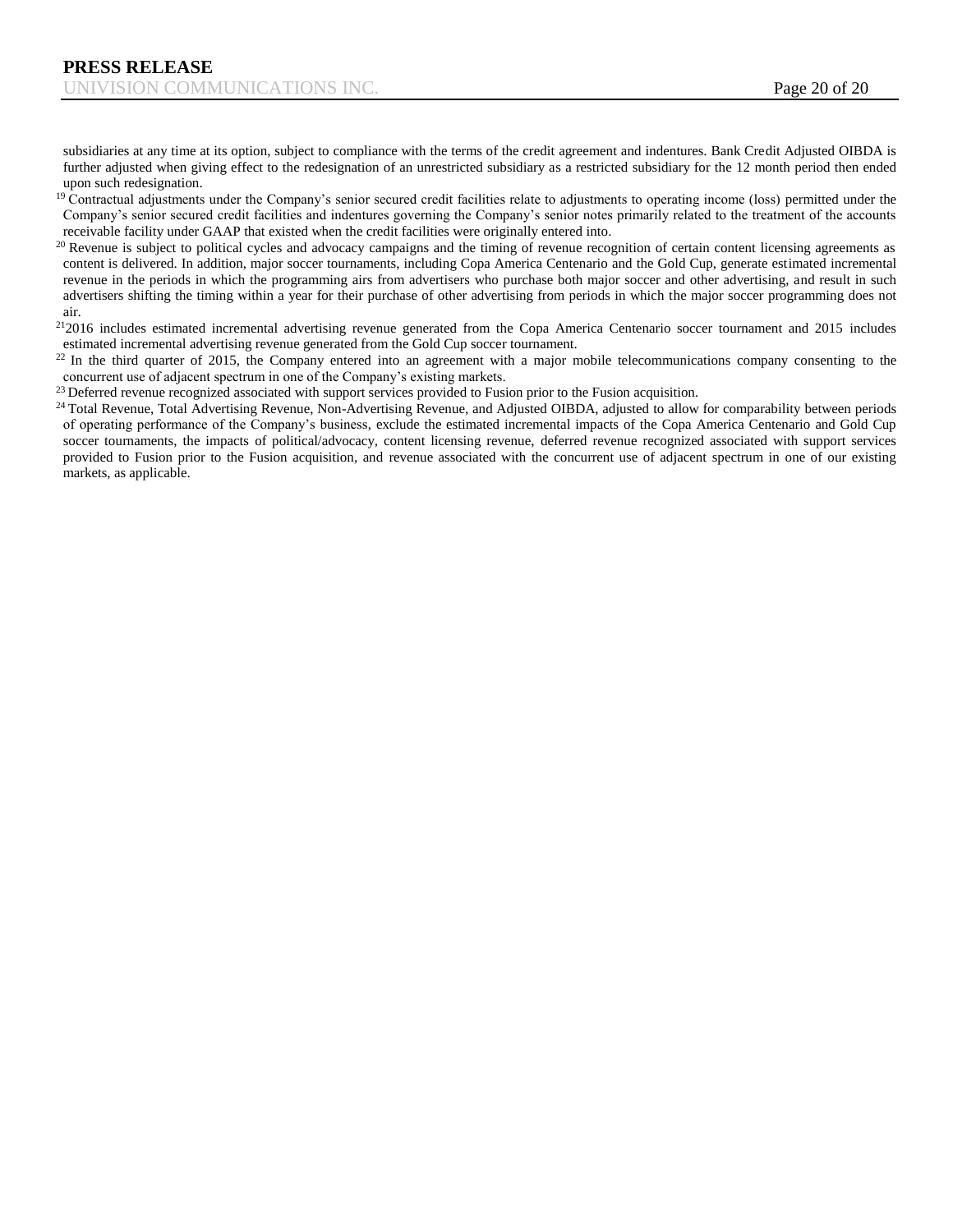subsidiaries at any time at its option, subject to compliance with the terms of the credit agreement and indentures. Bank Credit Adjusted OIBDA is further adjusted when giving effect to the redesignation of an unrestricted subsidiary as a restricted subsidiary for the 12 month period then ended upon such redesignation.

[19] Contractual adjustments under the Company's senior secured credit facilities relate to adjustments to operating income (loss) permitted under the Company's senior secured credit facilities and indentures governing the Company's senior notes primarily related to the treatment of the accounts receivable facility under GAAP that existed when the credit facilities were originally entered into.

[20] Revenue is subject to political cycles and advocacy campaigns and the timing of revenue recognition of certain content licensing agreements as content is delivered. In addition, major soccer tournaments, including Copa America Centenario and the Gold Cup, generate estimated incremental revenue in the periods in which the programming airs from advertisers who purchase both major soccer and other advertising, and result in such advertisers shifting the timing within a year for their purchase of other advertising from periods in which the major soccer programming does not air.

[21] 2016 includes estimated incremental advertising revenue generated from the Copa America Centenario soccer tournament and 2015 includes estimated incremental advertising revenue generated from the Gold Cup soccer tournament.

[22] In the third quarter of 2015, the Company entered into an agreement with a major mobile telecommunications company consenting to the concurrent use of adjacent spectrum in one of the Company's existing markets.

[23] Deferred revenue recognized associated with support services provided to Fusion prior to the Fusion acquisition.

[24] Total Revenue, Total Advertising Revenue, Non-Advertising Revenue, and Adjusted OIBDA, adjusted to allow for comparability between periods of operating performance of the Company's business, exclude the estimated incremental impacts of the Copa America Centenario and Gold Cup soccer tournaments, the impacts of political/advocacy, content licensing revenue, deferred revenue recognized associated with support services provided to Fusion prior to the Fusion acquisition, and revenue associated with the concurrent use of adjacent spectrum in one of our existing markets, as applicable.